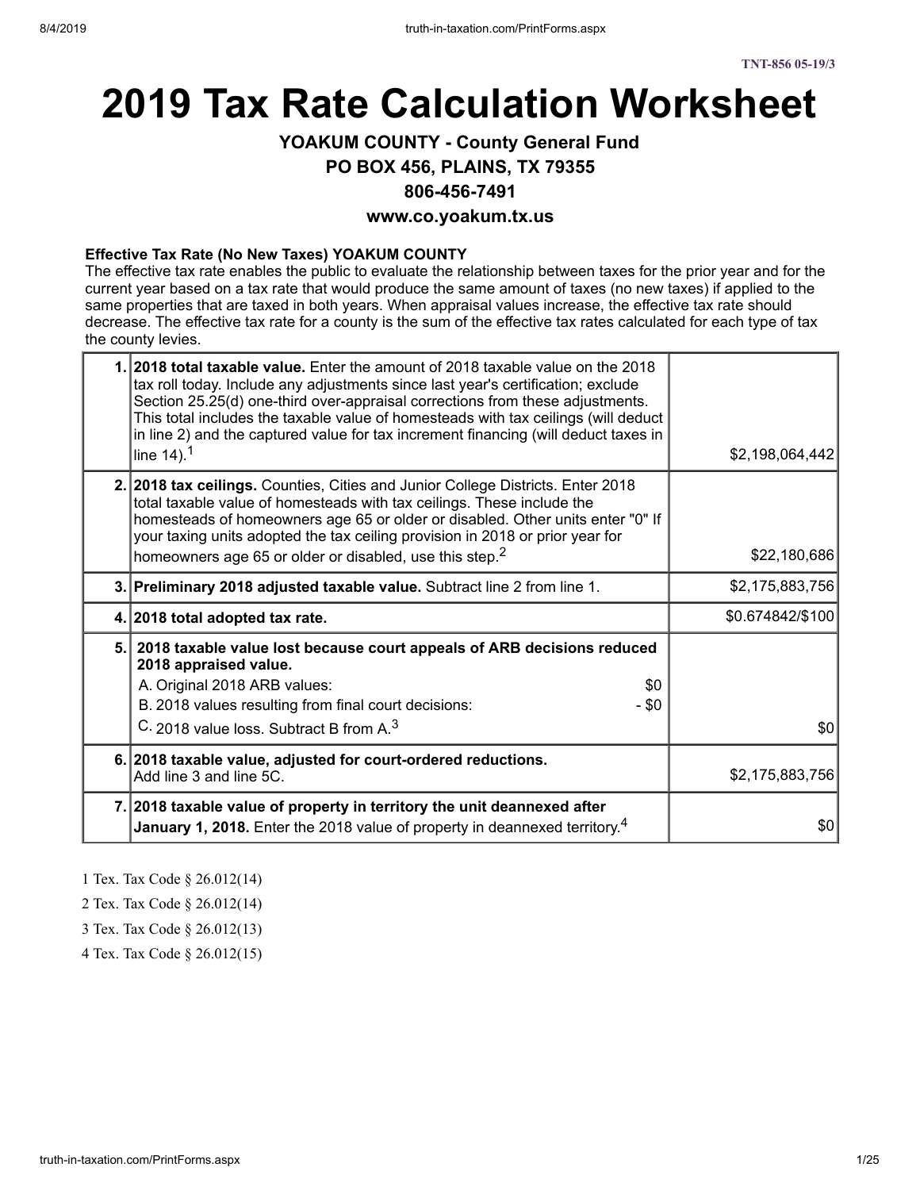TNT-856 05-19/3

# 2019 Tax Rate Calculation Worksheet

### YOAKUM COUNTY - County General Fund
### PO BOX 456, PLAINS, TX 79355
### 806-456-7491
### www.co.yoakum.tx.us

**Effective Tax Rate (No New Taxes) YOAKUM COUNTY**
The effective tax rate enables the public to evaluate the relationship between taxes for the prior year and for the current year based on a tax rate that would produce the same amount of taxes (no new taxes) if applied to the same properties that are taxed in both years. When appraisal values increase, the effective tax rate should decrease. The effective tax rate for a county is the sum of the effective tax rates calculated for each type of tax the county levies.

| | | |
|---|---|---|
| 1. | **2018 total taxable value.** Enter the amount of 2018 taxable value on the 2018 tax roll today. Include any adjustments since last year's certification; exclude Section 25.25(d) one-third over-appraisal corrections from these adjustments. This total includes the taxable value of homesteads with tax ceilings (will deduct in line 2) and the captured value for tax increment financing (will deduct taxes in line 14).[1] | $2,198,064,442 |
| 2. | **2018 tax ceilings.** Counties, Cities and Junior College Districts. Enter 2018 total taxable value of homesteads with tax ceilings. These include the homesteads of homeowners age 65 or older or disabled. Other units enter "0" If your taxing units adopted the tax ceiling provision in 2018 or prior year for homeowners age 65 or older or disabled, use this step.[2] | $22,180,686 |
| 3. | **Preliminary 2018 adjusted taxable value.** Subtract line 2 from line 1. | $2,175,883,756 |
| 4. | **2018 total adopted tax rate.** | $0.674842/$100 |
| 5. | **2018 taxable value lost because court appeals of ARB decisions reduced 2018 appraised value.**<br>A. Original 2018 ARB values: $0<br>B. 2018 values resulting from final court decisions: - $0<br>C. 2018 value loss. Subtract B from A.[3] | $0 |
| 6. | **2018 taxable value, adjusted for court-ordered reductions.** Add line 3 and line 5C. | $2,175,883,756 |
| 7. | **2018 taxable value of property in territory the unit deannexed after January 1, 2018.** Enter the 2018 value of property in deannexed territory.[4] | $0 |

1 Tex. Tax Code § 26.012(14)

2 Tex. Tax Code § 26.012(14)

3 Tex. Tax Code § 26.012(13)

4 Tex. Tax Code § 26.012(15)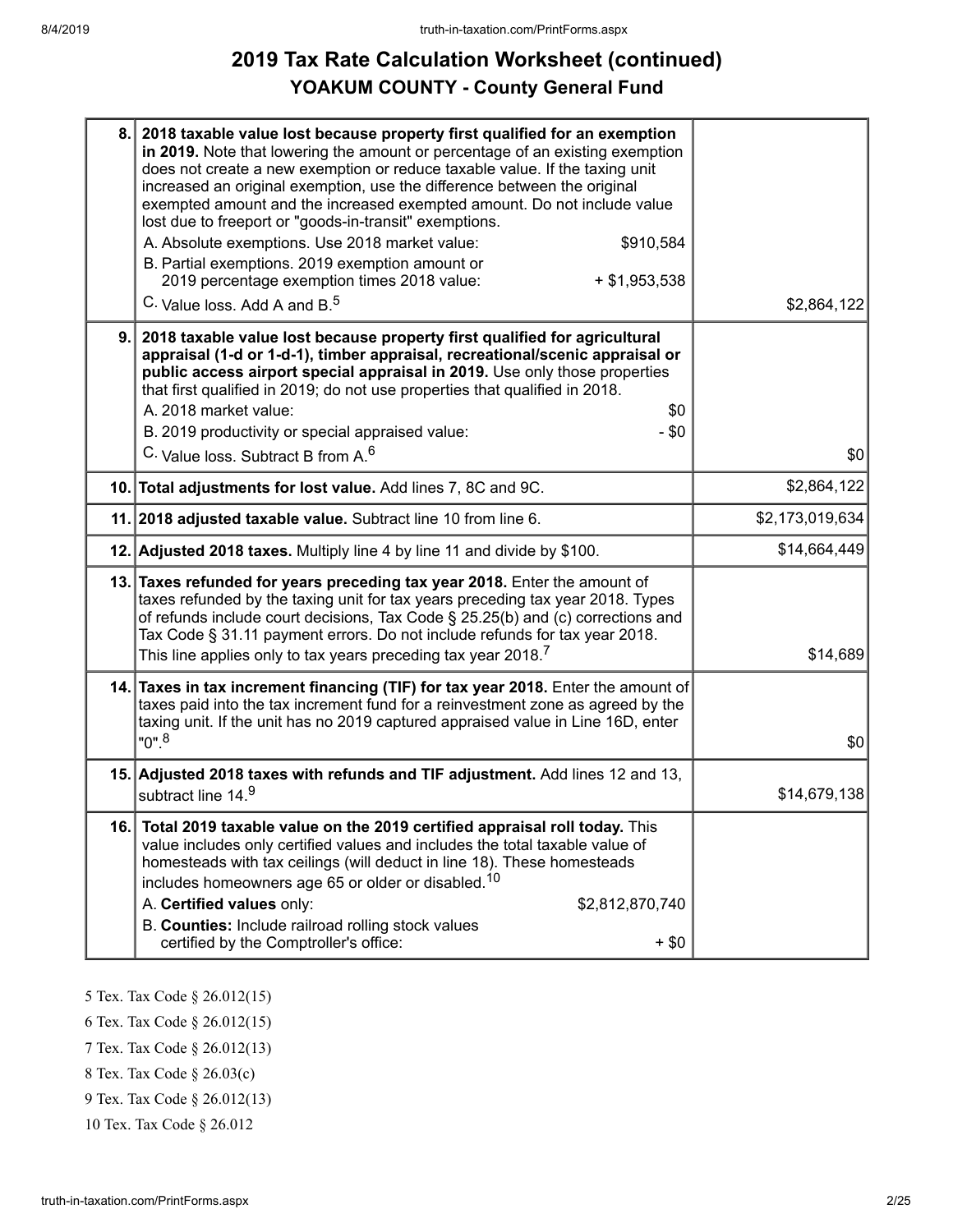# 2019 Tax Rate Calculation Worksheet (continued)

## YOAKUM COUNTY - County General Fund

| Line | Description | Amount |
|---|---|---|
| 8. | **2018 taxable value lost because property first qualified for an exemption in 2019.** Note that lowering the amount or percentage of an existing exemption does not create a new exemption or reduce taxable value. If the taxing unit increased an original exemption, use the difference between the original exempted amount and the increased exempted amount. Do not include value lost due to freeport or "goods-in-transit" exemptions.<br>A. Absolute exemptions. Use 2018 market value: $910,584<br>B. Partial exemptions. 2019 exemption amount or 2019 percentage exemption times 2018 value: + $1,953,538<br>C. Value loss. Add A and B.[5] | $2,864,122 |
| 9. | **2018 taxable value lost because property first qualified for agricultural appraisal (1-d or 1-d-1), timber appraisal, recreational/scenic appraisal or public access airport special appraisal in 2019.** Use only those properties that first qualified in 2019; do not use properties that qualified in 2018.<br>A. 2018 market value: $0<br>B. 2019 productivity or special appraised value: - $0<br>C. Value loss. Subtract B from A.[6] | $0 |
| 10. | **Total adjustments for lost value.** Add lines 7, 8C and 9C. | $2,864,122 |
| 11. | **2018 adjusted taxable value.** Subtract line 10 from line 6. | $2,173,019,634 |
| 12. | **Adjusted 2018 taxes.** Multiply line 4 by line 11 and divide by $100. | $14,664,449 |
| 13. | **Taxes refunded for years preceding tax year 2018.** Enter the amount of taxes refunded by the taxing unit for tax years preceding tax year 2018. Types of refunds include court decisions, Tax Code § 25.25(b) and (c) corrections and Tax Code § 31.11 payment errors. Do not include refunds for tax year 2018. This line applies only to tax years preceding tax year 2018.[7] | $14,689 |
| 14. | **Taxes in tax increment financing (TIF) for tax year 2018.** Enter the amount of taxes paid into the tax increment fund for a reinvestment zone as agreed by the taxing unit. If the unit has no 2019 captured appraised value in Line 16D, enter "0".[8] | $0 |
| 15. | **Adjusted 2018 taxes with refunds and TIF adjustment.** Add lines 12 and 13, subtract line 14.[9] | $14,679,138 |
| 16. | **Total 2019 taxable value on the 2019 certified appraisal roll today.** This value includes only certified values and includes the total taxable value of homesteads with tax ceilings (will deduct in line 18). These homesteads includes homeowners age 65 or older or disabled.[10]<br>A. **Certified values** only: $2,812,870,740<br>B. **Counties:** Include railroad rolling stock values certified by the Comptroller's office: + $0 | |

5 Tex. Tax Code § 26.012(15)

6 Tex. Tax Code § 26.012(15)

7 Tex. Tax Code § 26.012(13)

8 Tex. Tax Code § 26.03(c)

9 Tex. Tax Code § 26.012(13)

10 Tex. Tax Code § 26.012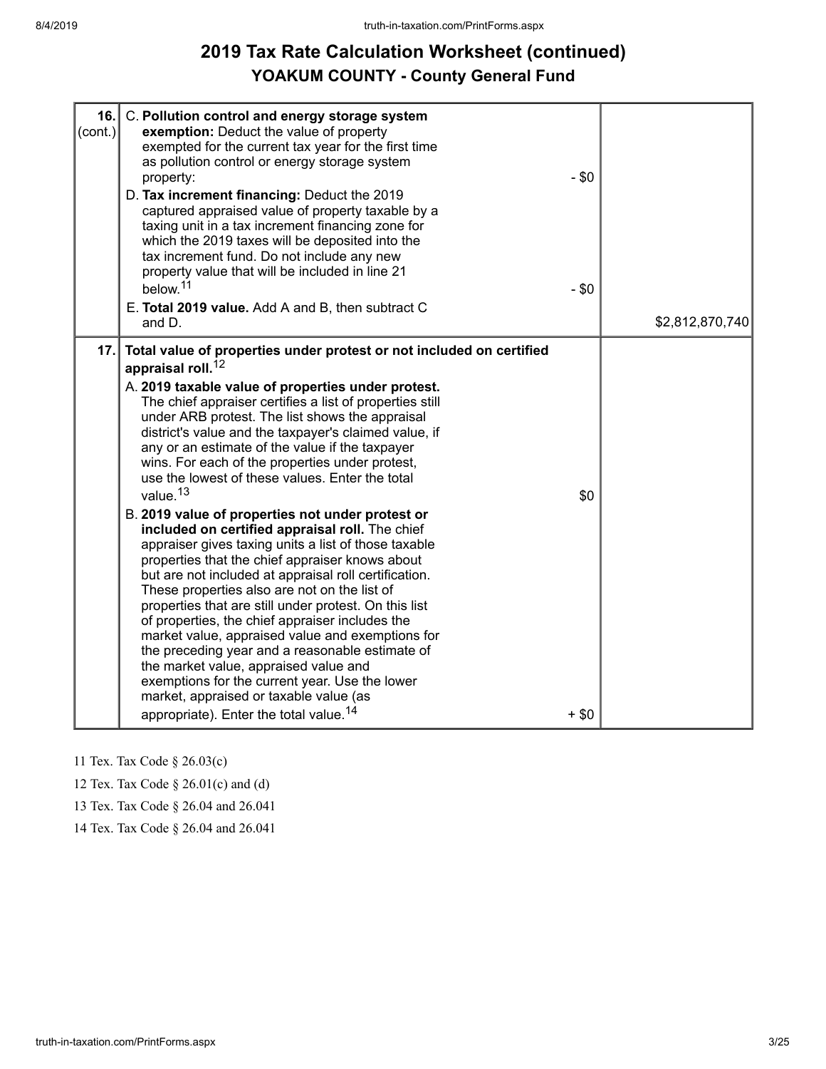# 2019 Tax Rate Calculation Worksheet (continued)

## YOAKUM COUNTY - County General Fund

| | | |
|---|---|---|
| 16. (cont.) | C. **Pollution control and energy storage system exemption:** Deduct the value of property exempted for the current tax year for the first time as pollution control or energy storage system property: - $0<br>D. **Tax increment financing:** Deduct the 2019 captured appraised value of property taxable by a taxing unit in a tax increment financing zone for which the 2019 taxes will be deposited into the tax increment fund. Do not include any new property value that will be included in line 21 below.[11] - $0<br>E. **Total 2019 value.** Add A and B, then subtract C and D. | $2,812,870,740 |
| 17. | **Total value of properties under protest or not included on certified appraisal roll.**[12]<br>A. **2019 taxable value of properties under protest.** The chief appraiser certifies a list of properties still under ARB protest. The list shows the appraisal district's value and the taxpayer's claimed value, if any or an estimate of the value if the taxpayer wins. For each of the properties under protest, use the lowest of these values. Enter the total value.[13] $0<br>B. **2019 value of properties not under protest or included on certified appraisal roll.** The chief appraiser gives taxing units a list of those taxable properties that the chief appraiser knows about but are not included at appraisal roll certification. These properties also are not on the list of properties that are still under protest. On this list of properties, the chief appraiser includes the market value, appraised value and exemptions for the preceding year and a reasonable estimate of the market value, appraised value and exemptions for the current year. Use the lower market, appraised or taxable value (as appropriate). Enter the total value.[14] + $0 | |

11 Tex. Tax Code § 26.03(c)

12 Tex. Tax Code § 26.01(c) and (d)

13 Tex. Tax Code § 26.04 and 26.041

14 Tex. Tax Code § 26.04 and 26.041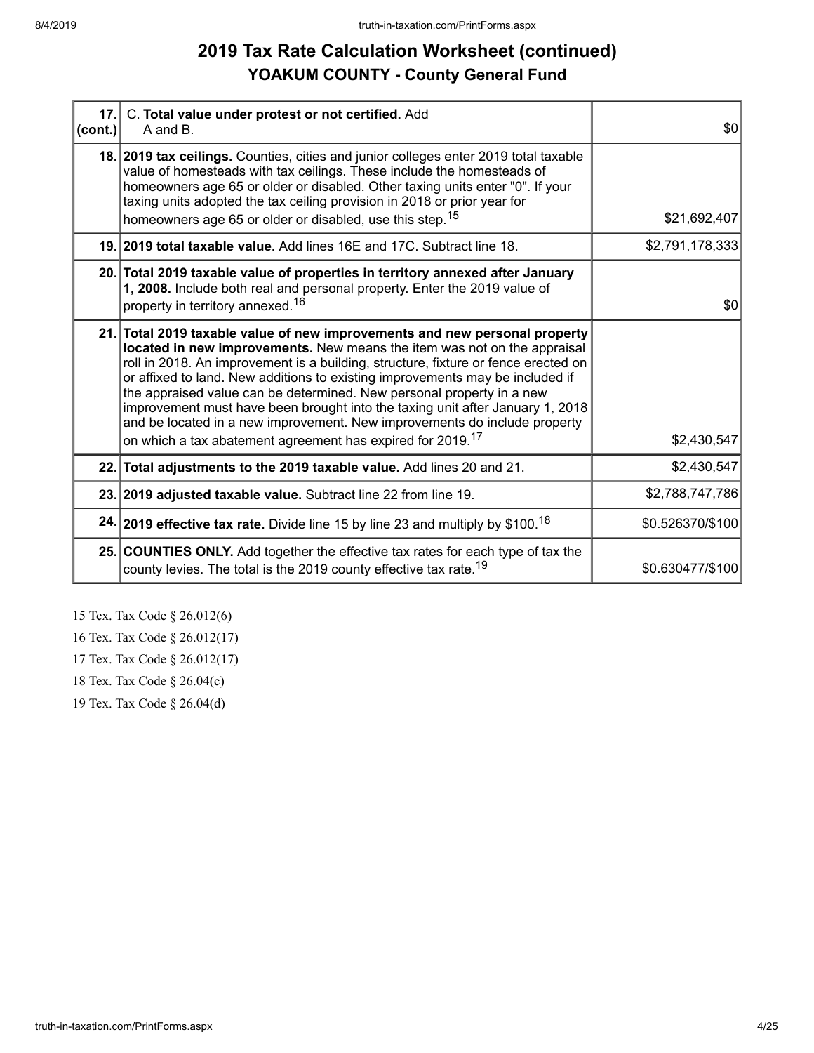## 2019 Tax Rate Calculation Worksheet (continued)

### YOAKUM COUNTY - County General Fund

| Line | Description | Amount |
|---|---|---|
| 17. (cont.) | C. **Total value under protest or not certified.** Add A and B. | $0 |
| 18. | **2019 tax ceilings.** Counties, cities and junior colleges enter 2019 total taxable value of homesteads with tax ceilings. These include the homesteads of homeowners age 65 or older or disabled. Other taxing units enter "0". If your taxing units adopted the tax ceiling provision in 2018 or prior year for homeowners age 65 or older or disabled, use this step.[15] | $21,692,407 |
| 19. | **2019 total taxable value.** Add lines 16E and 17C. Subtract line 18. | $2,791,178,333 |
| 20. | **Total 2019 taxable value of properties in territory annexed after January 1, 2008.** Include both real and personal property. Enter the 2019 value of property in territory annexed.[16] | $0 |
| 21. | **Total 2019 taxable value of new improvements and new personal property located in new improvements.** New means the item was not on the appraisal roll in 2018. An improvement is a building, structure, fixture or fence erected on or affixed to land. New additions to existing improvements may be included if the appraised value can be determined. New personal property in a new improvement must have been brought into the taxing unit after January 1, 2018 and be located in a new improvement. New improvements do include property on which a tax abatement agreement has expired for 2019.[17] | $2,430,547 |
| 22. | **Total adjustments to the 2019 taxable value.** Add lines 20 and 21. | $2,430,547 |
| 23. | **2019 adjusted taxable value.** Subtract line 22 from line 19. | $2,788,747,786 |
| 24. | **2019 effective tax rate.** Divide line 15 by line 23 and multiply by $100.[18] | $0.526370/$100 |
| 25. | **COUNTIES ONLY.** Add together the effective tax rates for each type of tax the county levies. The total is the 2019 county effective tax rate.[19] | $0.630477/$100 |

15 Tex. Tax Code § 26.012(6)

16 Tex. Tax Code § 26.012(17)

17 Tex. Tax Code § 26.012(17)

18 Tex. Tax Code § 26.04(c)

19 Tex. Tax Code § 26.04(d)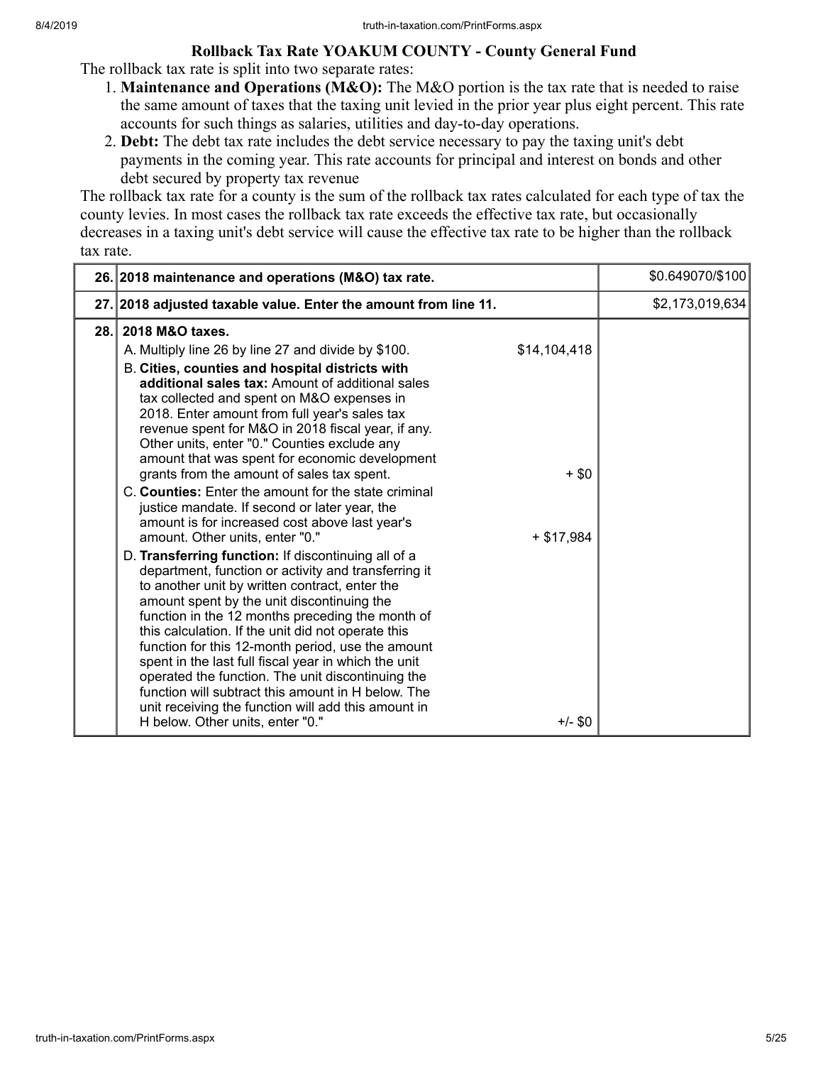## Rollback Tax Rate YOAKUM COUNTY - County General Fund

The rollback tax rate is split into two separate rates:

1. **Maintenance and Operations (M&O):** The M&O portion is the tax rate that is needed to raise the same amount of taxes that the taxing unit levied in the prior year plus eight percent. This rate accounts for such things as salaries, utilities and day-to-day operations.
2. **Debt:** The debt tax rate includes the debt service necessary to pay the taxing unit's debt payments in the coming year. This rate accounts for principal and interest on bonds and other debt secured by property tax revenue

The rollback tax rate for a county is the sum of the rollback tax rates calculated for each type of tax the county levies. In most cases the rollback tax rate exceeds the effective tax rate, but occasionally decreases in a taxing unit's debt service will cause the effective tax rate to be higher than the rollback tax rate.

| | | | |
|---|---|---|---|
| 26. | **2018 maintenance and operations (M&O) tax rate.** | | $0.649070/$100 |
| 27. | **2018 adjusted taxable value. Enter the amount from line 11.** | | $2,173,019,634 |
| 28. | **2018 M&O taxes.** | | |
| | A. Multiply line 26 by line 27 and divide by $100. | $14,104,418 | |
| | B. **Cities, counties and hospital districts with additional sales tax:** Amount of additional sales tax collected and spent on M&O expenses in 2018. Enter amount from full year's sales tax revenue spent for M&O in 2018 fiscal year, if any. Other units, enter "0." Counties exclude any amount that was spent for economic development grants from the amount of sales tax spent. | + $0 | |
| | C. **Counties:** Enter the amount for the state criminal justice mandate. If second or later year, the amount is for increased cost above last year's amount. Other units, enter "0." | + $17,984 | |
| | D. **Transferring function:** If discontinuing all of a department, function or activity and transferring it to another unit by written contract, enter the amount spent by the unit discontinuing the function in the 12 months preceding the month of this calculation. If the unit did not operate this function for this 12-month period, use the amount spent in the last full fiscal year in which the unit operated the function. The unit discontinuing the function will subtract this amount in H below. The unit receiving the function will add this amount in H below. Other units, enter "0." | +/- $0 | |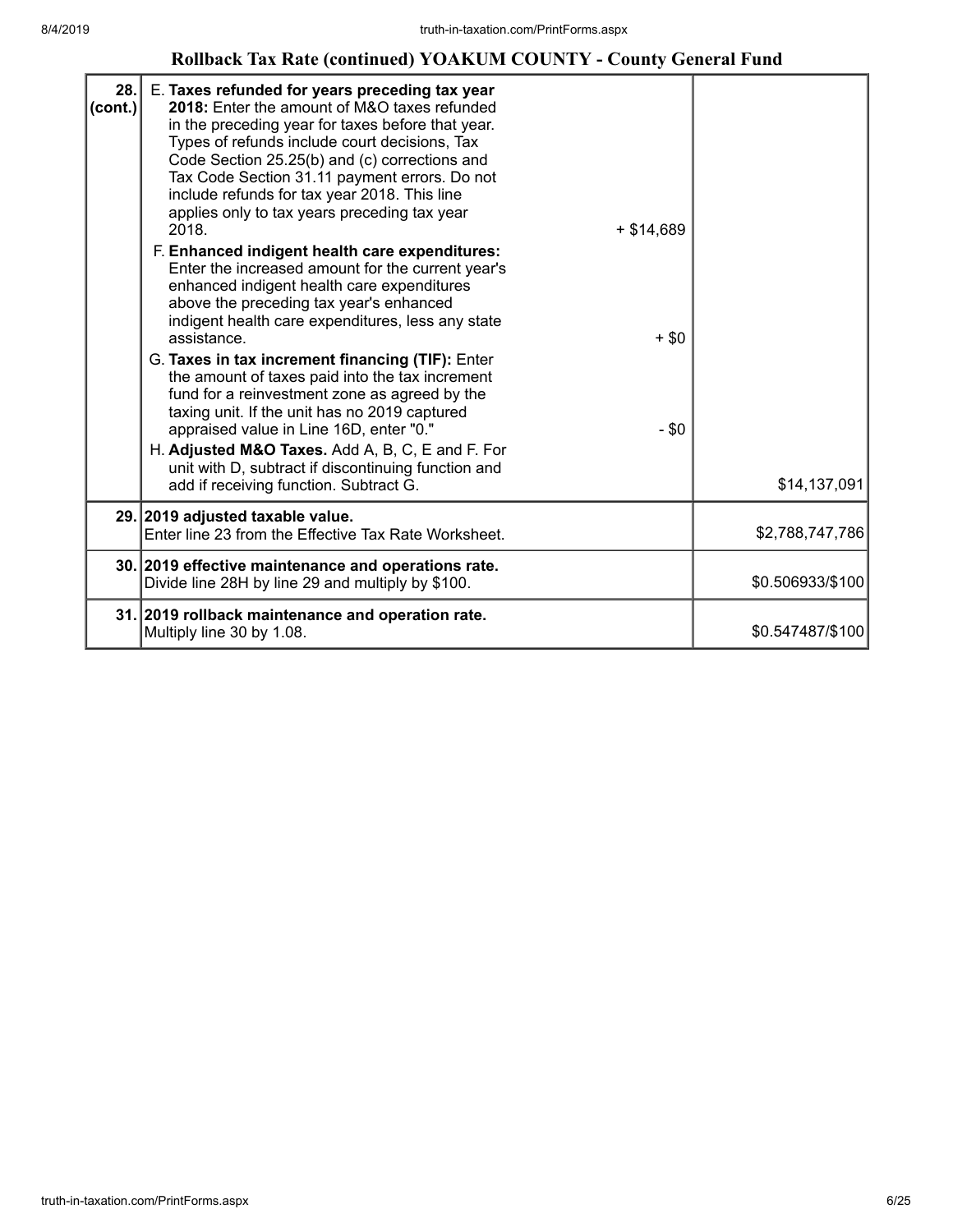## Rollback Tax Rate (continued) YOAKUM COUNTY - County General Fund

| | | | |
|---|---|---|---|
| 28. (cont.) | E. **Taxes refunded for years preceding tax year 2018:** Enter the amount of M&O taxes refunded in the preceding year for taxes before that year. Types of refunds include court decisions, Tax Code Section 25.25(b) and (c) corrections and Tax Code Section 31.11 payment errors. Do not include refunds for tax year 2018. This line applies only to tax years preceding tax year 2018. | + $14,689 | |
| | F. **Enhanced indigent health care expenditures:** Enter the increased amount for the current year's enhanced indigent health care expenditures above the preceding tax year's enhanced indigent health care expenditures, less any state assistance. | + $0 | |
| | G. **Taxes in tax increment financing (TIF):** Enter the amount of taxes paid into the tax increment fund for a reinvestment zone as agreed by the taxing unit. If the unit has no 2019 captured appraised value in Line 16D, enter "0." | - $0 | |
| | H. **Adjusted M&O Taxes.** Add A, B, C, E and F. For unit with D, subtract if discontinuing function and add if receiving function. Subtract G. | | $14,137,091 |
| 29. | **2019 adjusted taxable value.** Enter line 23 from the Effective Tax Rate Worksheet. | | $2,788,747,786 |
| 30. | **2019 effective maintenance and operations rate.** Divide line 28H by line 29 and multiply by $100. | | $0.506933/$100 |
| 31. | **2019 rollback maintenance and operation rate.** Multiply line 30 by 1.08. | | $0.547487/$100 |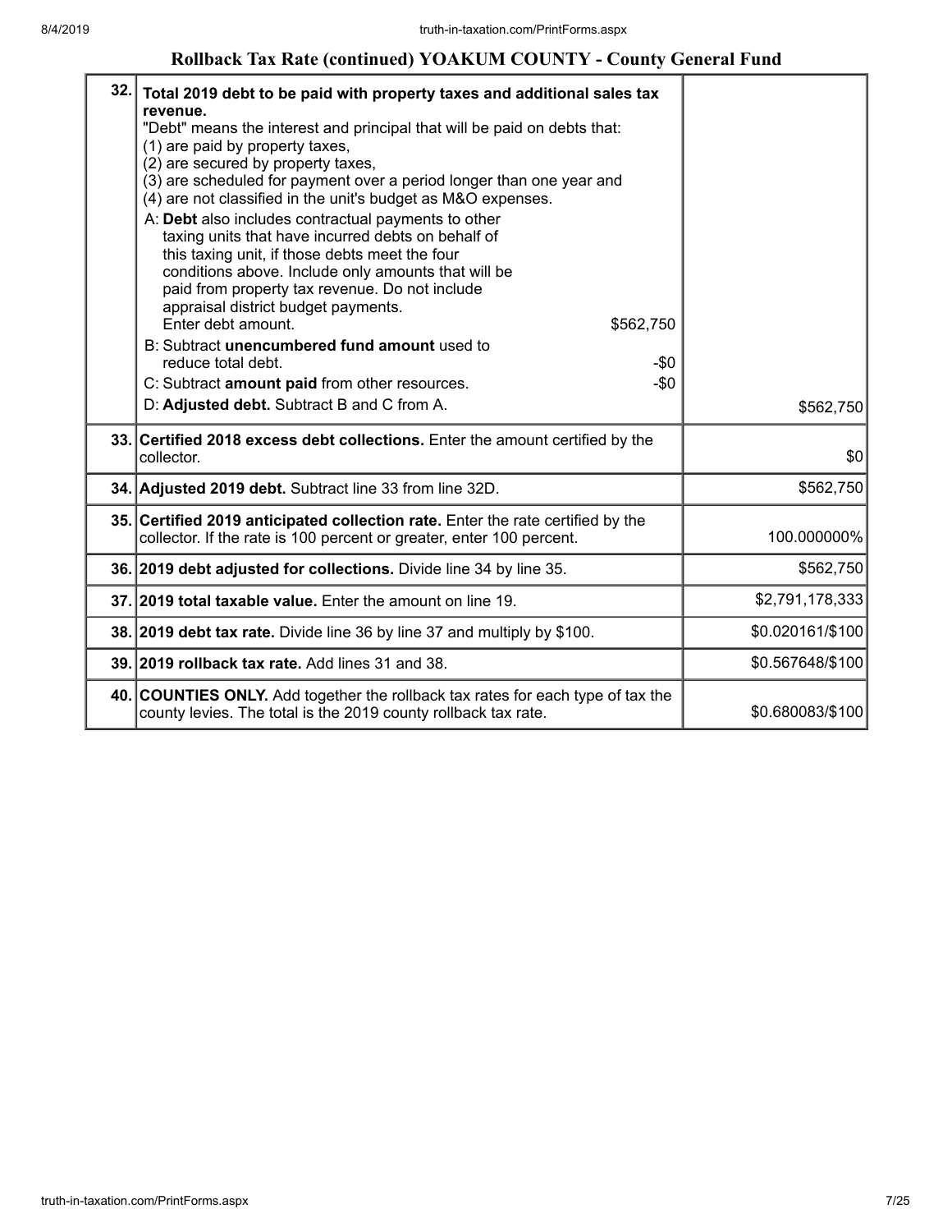## Rollback Tax Rate (continued) YOAKUM COUNTY - County General Fund

| Line | Description | Amount |
|---|---|---|
| 32. | **Total 2019 debt to be paid with property taxes and additional sales tax revenue.**<br>"Debt" means the interest and principal that will be paid on debts that:<br>(1) are paid by property taxes,<br>(2) are secured by property taxes,<br>(3) are scheduled for payment over a period longer than one year and<br>(4) are not classified in the unit's budget as M&O expenses.<br>A: **Debt** also includes contractual payments to other taxing units that have incurred debts on behalf of this taxing unit, if those debts meet the four conditions above. Include only amounts that will be paid from property tax revenue. Do not include appraisal district budget payments. Enter debt amount. $562,750<br>B: Subtract **unencumbered fund amount** used to reduce total debt. -$0<br>C: Subtract **amount paid** from other resources. -$0<br>D: **Adjusted debt.** Subtract B and C from A. | $562,750 |
| 33. | **Certified 2018 excess debt collections.** Enter the amount certified by the collector. | $0 |
| 34. | **Adjusted 2019 debt.** Subtract line 33 from line 32D. | $562,750 |
| 35. | **Certified 2019 anticipated collection rate.** Enter the rate certified by the collector. If the rate is 100 percent or greater, enter 100 percent. | 100.000000% |
| 36. | **2019 debt adjusted for collections.** Divide line 34 by line 35. | $562,750 |
| 37. | **2019 total taxable value.** Enter the amount on line 19. | $2,791,178,333 |
| 38. | **2019 debt tax rate.** Divide line 36 by line 37 and multiply by $100. | $0.020161/$100 |
| 39. | **2019 rollback tax rate.** Add lines 31 and 38. | $0.567648/$100 |
| 40. | **COUNTIES ONLY.** Add together the rollback tax rates for each type of tax the county levies. The total is the 2019 county rollback tax rate. | $0.680083/$100 |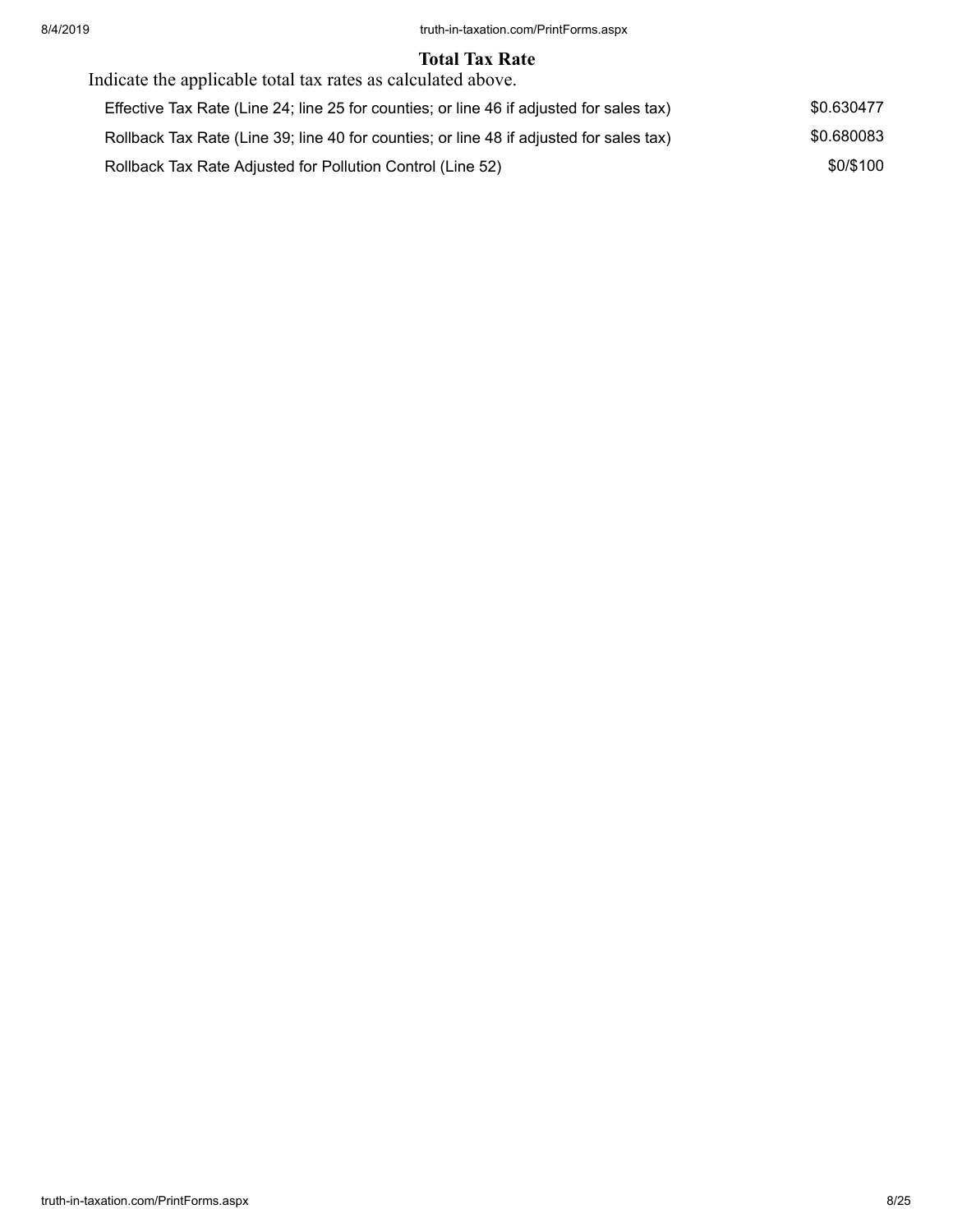## Total Tax Rate

Indicate the applicable total tax rates as calculated above.

| | |
|---|---|
| Effective Tax Rate (Line 24; line 25 for counties; or line 46 if adjusted for sales tax) | $0.630477 |
| Rollback Tax Rate (Line 39; line 40 for counties; or line 48 if adjusted for sales tax) | $0.680083 |
| Rollback Tax Rate Adjusted for Pollution Control (Line 52) | $0/$100 |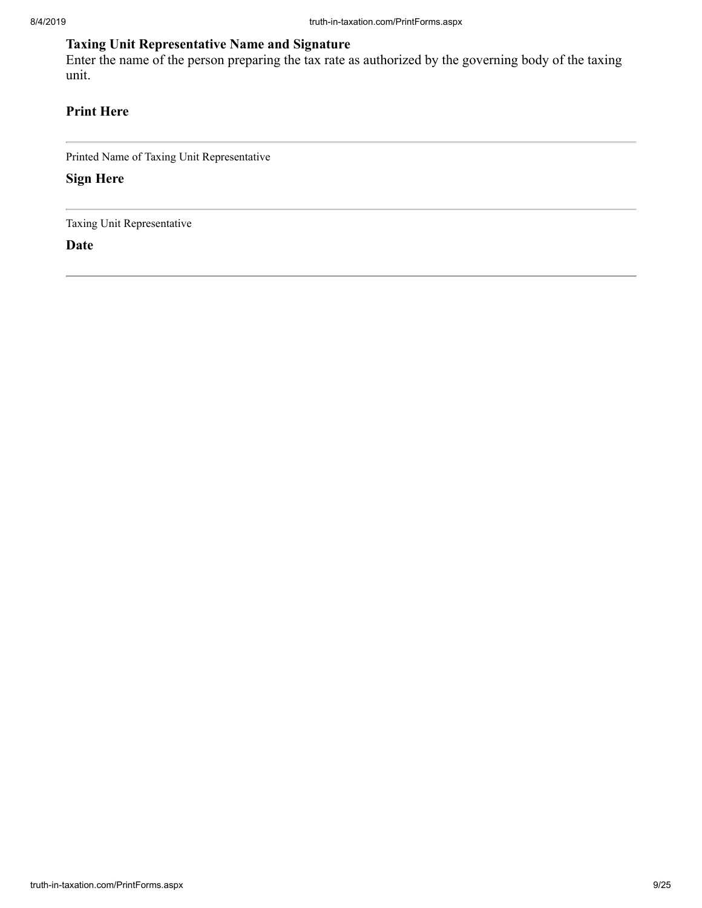**Taxing Unit Representative Name and Signature**

Enter the name of the person preparing the tax rate as authorized by the governing body of the taxing unit.

**Print Here**

---

Printed Name of Taxing Unit Representative

**Sign Here**

---

Taxing Unit Representative

**Date**

---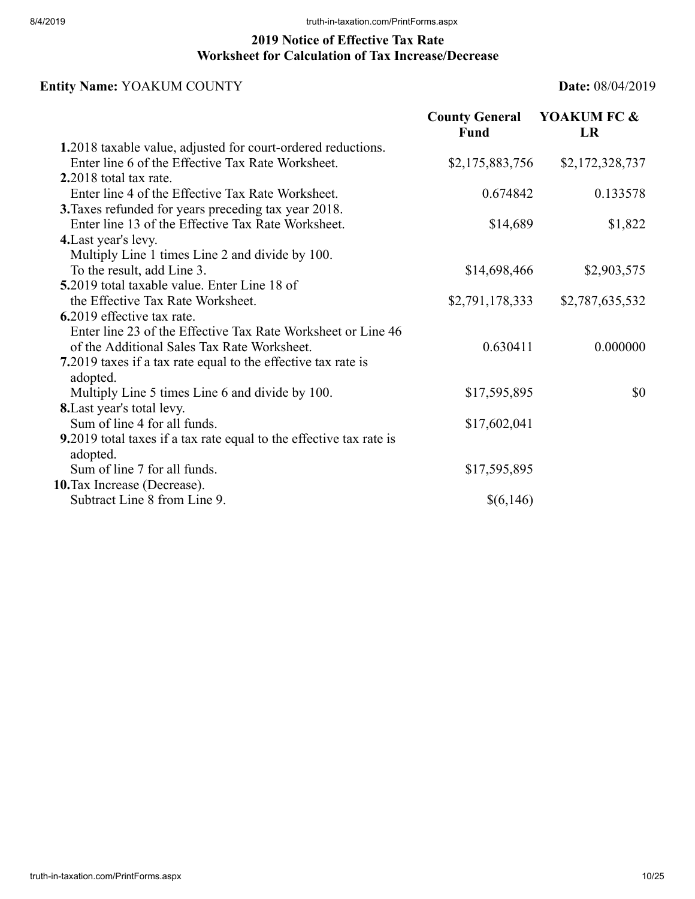# 2019 Notice of Effective Tax Rate
## Worksheet for Calculation of Tax Increase/Decrease

**Entity Name:** YOAKUM COUNTY **Date:** 08/04/2019

| | County General Fund | YOAKUM FC & LR |
|---|---|---|
| **1.** 2018 taxable value, adjusted for court-ordered reductions. Enter line 6 of the Effective Tax Rate Worksheet. | $2,175,883,756 | $2,172,328,737 |
| **2.** 2018 total tax rate. Enter line 4 of the Effective Tax Rate Worksheet. | 0.674842 | 0.133578 |
| **3.** Taxes refunded for years preceding tax year 2018. Enter line 13 of the Effective Tax Rate Worksheet. | $14,689 | $1,822 |
| **4.** Last year's levy. Multiply Line 1 times Line 2 and divide by 100. To the result, add Line 3. | $14,698,466 | $2,903,575 |
| **5.** 2019 total taxable value. Enter Line 18 of the Effective Tax Rate Worksheet. | $2,791,178,333 | $2,787,635,532 |
| **6.** 2019 effective tax rate. Enter line 23 of the Effective Tax Rate Worksheet or Line 46 of the Additional Sales Tax Rate Worksheet. | 0.630411 | 0.000000 |
| **7.** 2019 taxes if a tax rate equal to the effective tax rate is adopted. Multiply Line 5 times Line 6 and divide by 100. | $17,595,895 | $0 |
| **8.** Last year's total levy. Sum of line 4 for all funds. | $17,602,041 | |
| **9.** 2019 total taxes if a tax rate equal to the effective tax rate is adopted. Sum of line 7 for all funds. | $17,595,895 | |
| **10.** Tax Increase (Decrease). Subtract Line 8 from Line 9. | $(6,146) | |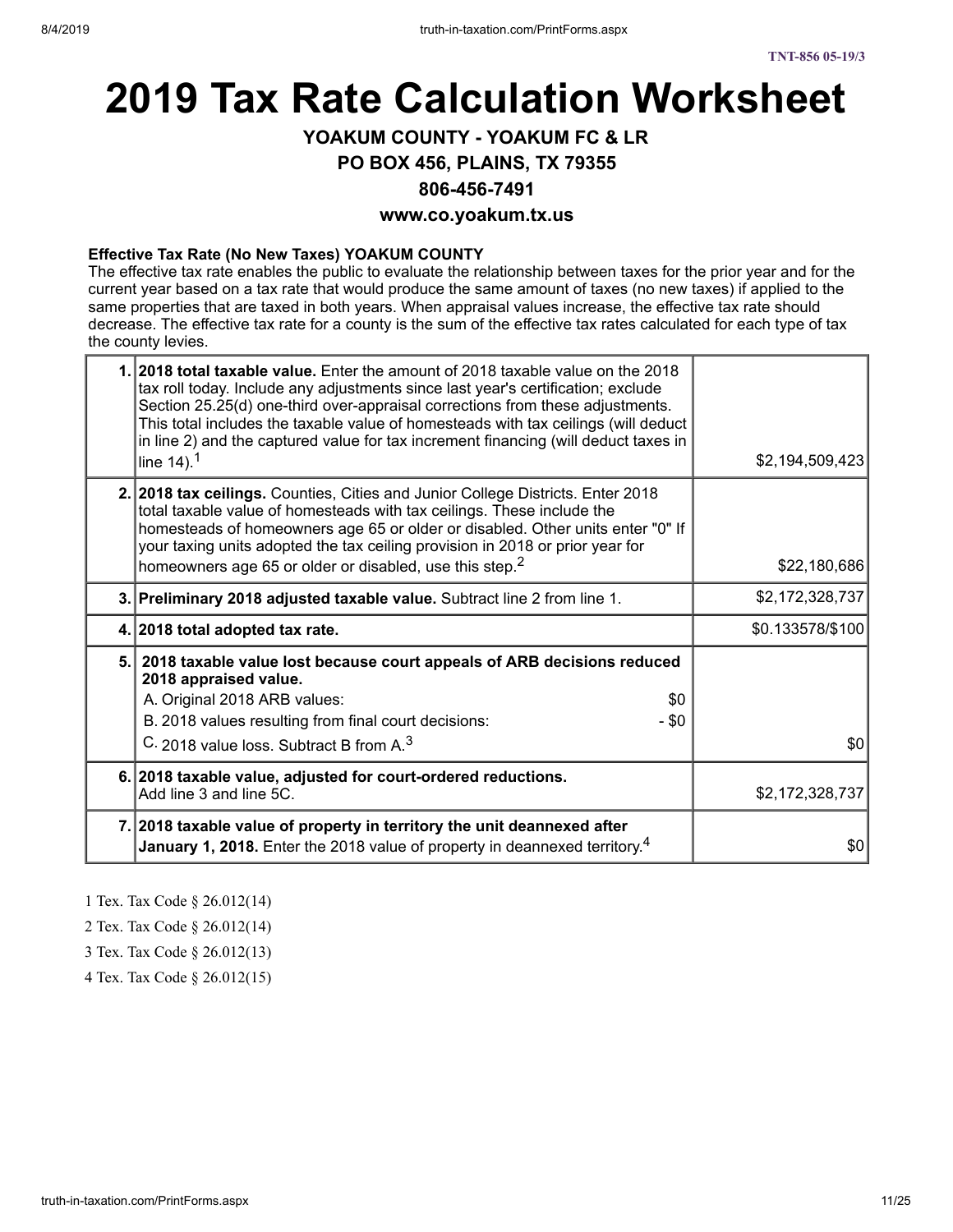TNT-856 05-19/3

# 2019 Tax Rate Calculation Worksheet

### YOAKUM COUNTY - YOAKUM FC & LR

### PO BOX 456, PLAINS, TX 79355

### 806-456-7491

### www.co.yoakum.tx.us

**Effective Tax Rate (No New Taxes) YOAKUM COUNTY**

The effective tax rate enables the public to evaluate the relationship between taxes for the prior year and for the current year based on a tax rate that would produce the same amount of taxes (no new taxes) if applied to the same properties that are taxed in both years. When appraisal values increase, the effective tax rate should decrease. The effective tax rate for a county is the sum of the effective tax rates calculated for each type of tax the county levies.

| | | |
|---|---|---|
| 1. | **2018 total taxable value.** Enter the amount of 2018 taxable value on the 2018 tax roll today. Include any adjustments since last year's certification; exclude Section 25.25(d) one-third over-appraisal corrections from these adjustments. This total includes the taxable value of homesteads with tax ceilings (will deduct in line 2) and the captured value for tax increment financing (will deduct taxes in line 14).[1] | $2,194,509,423 |
| 2. | **2018 tax ceilings.** Counties, Cities and Junior College Districts. Enter 2018 total taxable value of homesteads with tax ceilings. These include the homesteads of homeowners age 65 or older or disabled. Other units enter "0" If your taxing units adopted the tax ceiling provision in 2018 or prior year for homeowners age 65 or older or disabled, use this step.[2] | $22,180,686 |
| 3. | **Preliminary 2018 adjusted taxable value.** Subtract line 2 from line 1. | $2,172,328,737 |
| 4. | **2018 total adopted tax rate.** | $0.133578/$100 |
| 5. | **2018 taxable value lost because court appeals of ARB decisions reduced 2018 appraised value.**<br>A. Original 2018 ARB values: $0<br>B. 2018 values resulting from final court decisions: - $0<br>C. 2018 value loss. Subtract B from A.[3] | $0 |
| 6. | **2018 taxable value, adjusted for court-ordered reductions.** Add line 3 and line 5C. | $2,172,328,737 |
| 7. | **2018 taxable value of property in territory the unit deannexed after January 1, 2018.** Enter the 2018 value of property in deannexed territory.[4] | $0 |

1 Tex. Tax Code § 26.012(14)

2 Tex. Tax Code § 26.012(14)

3 Tex. Tax Code § 26.012(13)

4 Tex. Tax Code § 26.012(15)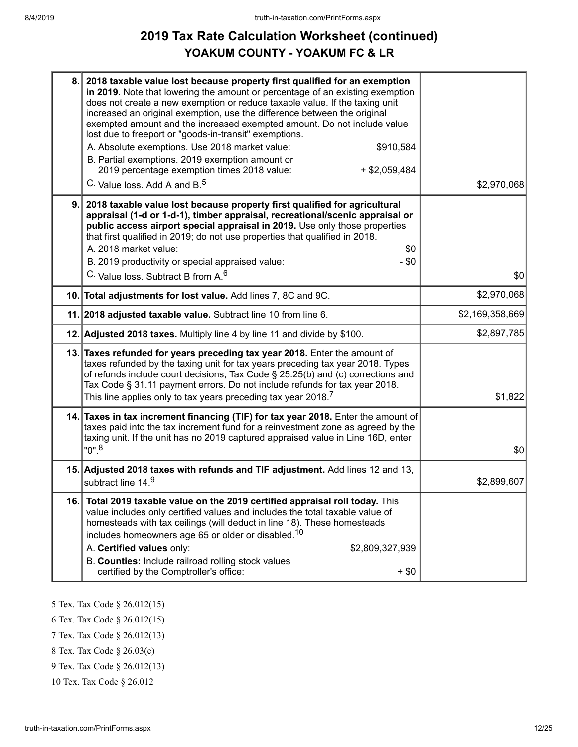# 2019 Tax Rate Calculation Worksheet (continued)

## YOAKUM COUNTY - YOAKUM FC & LR

| | | |
|---|---|---|
| 8. | **2018 taxable value lost because property first qualified for an exemption in 2019.** Note that lowering the amount or percentage of an existing exemption does not create a new exemption or reduce taxable value. If the taxing unit increased an original exemption, use the difference between the original exempted amount and the increased exempted amount. Do not include value lost due to freeport or "goods-in-transit" exemptions.<br>A. Absolute exemptions. Use 2018 market value: $910,584<br>B. Partial exemptions. 2019 exemption amount or 2019 percentage exemption times 2018 value: + $2,059,484<br>C. Value loss. Add A and B.[5] | $2,970,068 |
| 9. | **2018 taxable value lost because property first qualified for agricultural appraisal (1-d or 1-d-1), timber appraisal, recreational/scenic appraisal or public access airport special appraisal in 2019.** Use only those properties that first qualified in 2019; do not use properties that qualified in 2018.<br>A. 2018 market value: $0<br>B. 2019 productivity or special appraised value: - $0<br>C. Value loss. Subtract B from A.[6] | $0 |
| 10. | **Total adjustments for lost value.** Add lines 7, 8C and 9C. | $2,970,068 |
| 11. | **2018 adjusted taxable value.** Subtract line 10 from line 6. | $2,169,358,669 |
| 12. | **Adjusted 2018 taxes.** Multiply line 4 by line 11 and divide by $100. | $2,897,785 |
| 13. | **Taxes refunded for years preceding tax year 2018.** Enter the amount of taxes refunded by the taxing unit for tax years preceding tax year 2018. Types of refunds include court decisions, Tax Code § 25.25(b) and (c) corrections and Tax Code § 31.11 payment errors. Do not include refunds for tax year 2018. This line applies only to tax years preceding tax year 2018.[7] | $1,822 |
| 14. | **Taxes in tax increment financing (TIF) for tax year 2018.** Enter the amount of taxes paid into the tax increment fund for a reinvestment zone as agreed by the taxing unit. If the unit has no 2019 captured appraised value in Line 16D, enter "0".[8] | $0 |
| 15. | **Adjusted 2018 taxes with refunds and TIF adjustment.** Add lines 12 and 13, subtract line 14.[9] | $2,899,607 |
| 16. | **Total 2019 taxable value on the 2019 certified appraisal roll today.** This value includes only certified values and includes the total taxable value of homesteads with tax ceilings (will deduct in line 18). These homesteads includes homeowners age 65 or older or disabled.[10]<br>A. **Certified values** only: $2,809,327,939<br>B. **Counties:** Include railroad rolling stock values certified by the Comptroller's office: + $0 | |

5 Tex. Tax Code § 26.012(15)

6 Tex. Tax Code § 26.012(15)

7 Tex. Tax Code § 26.012(13)

8 Tex. Tax Code § 26.03(c)

9 Tex. Tax Code § 26.012(13)

10 Tex. Tax Code § 26.012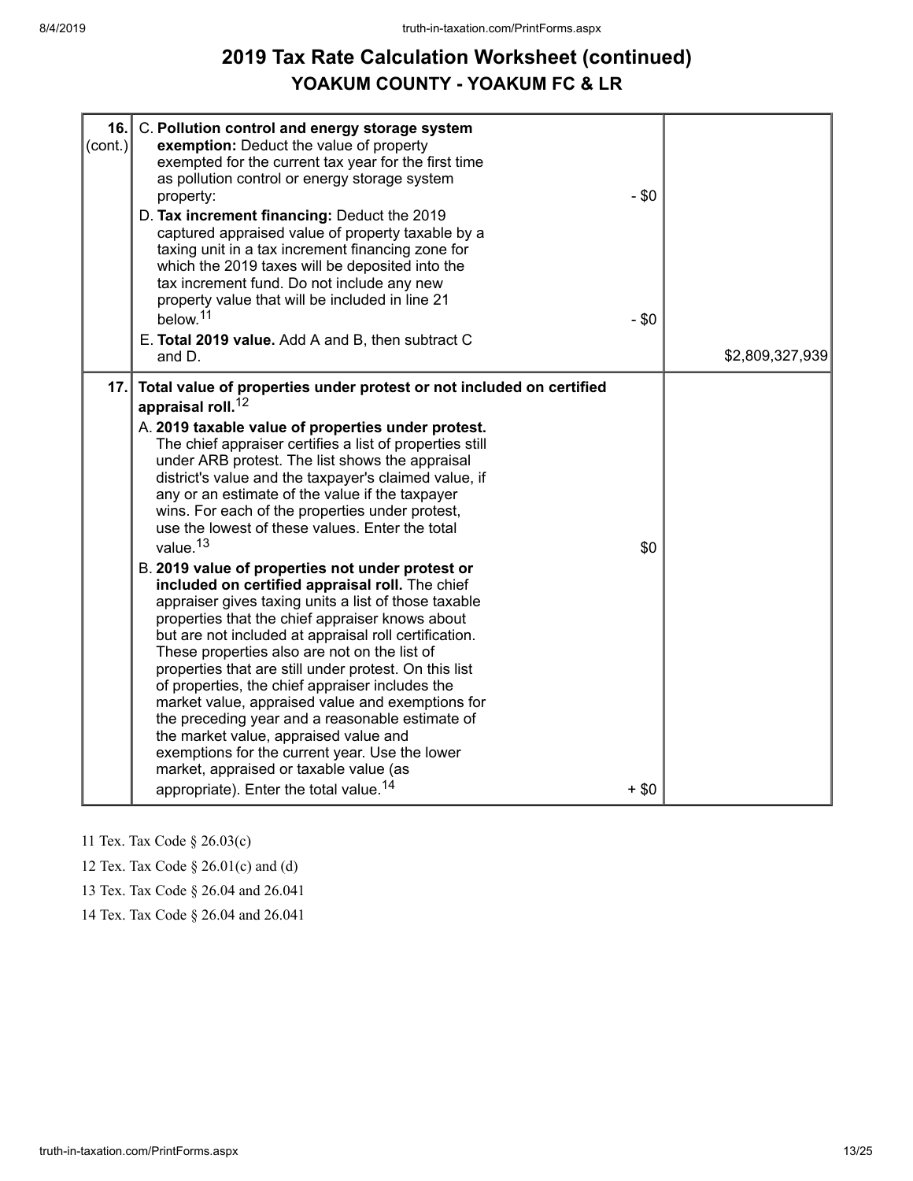# 2019 Tax Rate Calculation Worksheet (continued)

## YOAKUM COUNTY - YOAKUM FC & LR

| | | |
|---|---|---|
| **16.** (cont.) | C. **Pollution control and energy storage system exemption:** Deduct the value of property exempted for the current tax year for the first time as pollution control or energy storage system property: - $0<br>D. **Tax increment financing:** Deduct the 2019 captured appraised value of property taxable by a taxing unit in a tax increment financing zone for which the 2019 taxes will be deposited into the tax increment fund. Do not include any new property value that will be included in line 21 below.[11] - $0<br>E. **Total 2019 value.** Add A and B, then subtract C and D. | $2,809,327,939 |
| **17.** | **Total value of properties under protest or not included on certified appraisal roll.**[12]<br>A. **2019 taxable value of properties under protest.** The chief appraiser certifies a list of properties still under ARB protest. The list shows the appraisal district's value and the taxpayer's claimed value, if any or an estimate of the value if the taxpayer wins. For each of the properties under protest, use the lowest of these values. Enter the total value.[13] $0<br>B. **2019 value of properties not under protest or included on certified appraisal roll.** The chief appraiser gives taxing units a list of those taxable properties that the chief appraiser knows about but are not included at appraisal roll certification. These properties also are not on the list of properties that are still under protest. On this list of properties, the chief appraiser includes the market value, appraised value and exemptions for the preceding year and a reasonable estimate of the market value, appraised value and exemptions for the current year. Use the lower market, appraised or taxable value (as appropriate). Enter the total value.[14] + $0 | |

11 Tex. Tax Code § 26.03(c)

12 Tex. Tax Code § 26.01(c) and (d)

13 Tex. Tax Code § 26.04 and 26.041

14 Tex. Tax Code § 26.04 and 26.041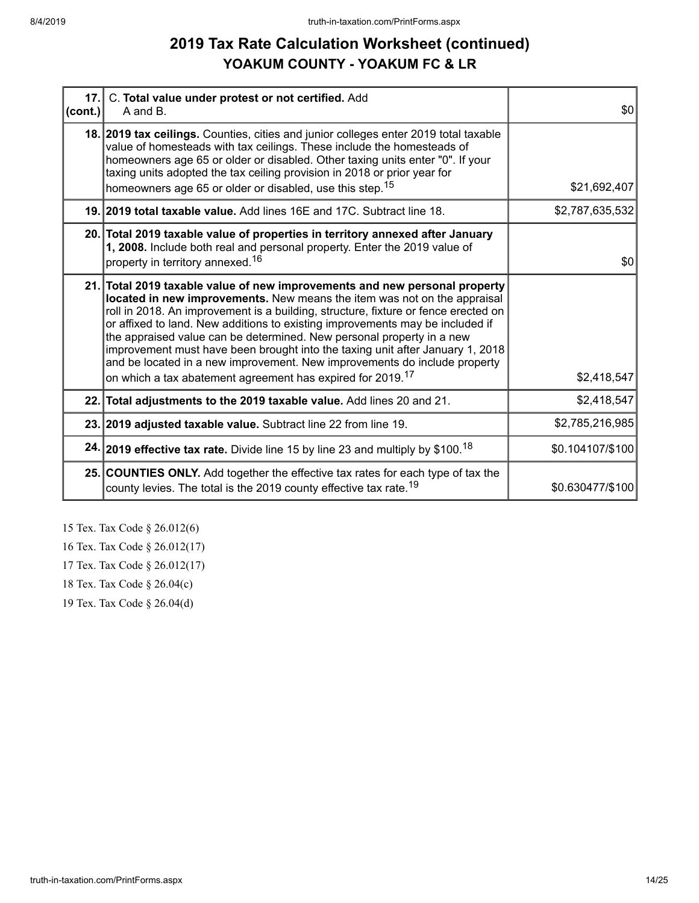# 2019 Tax Rate Calculation Worksheet (continued)

## YOAKUM COUNTY - YOAKUM FC & LR

| | | |
|---|---|---|
| **17. (cont.)** | C. **Total value under protest or not certified.** Add A and B. | $0 |
| **18.** | **2019 tax ceilings.** Counties, cities and junior colleges enter 2019 total taxable value of homesteads with tax ceilings. These include the homesteads of homeowners age 65 or older or disabled. Other taxing units enter "0". If your taxing units adopted the tax ceiling provision in 2018 or prior year for homeowners age 65 or older or disabled, use this step.[15] | $21,692,407 |
| **19.** | **2019 total taxable value.** Add lines 16E and 17C. Subtract line 18. | $2,787,635,532 |
| **20.** | **Total 2019 taxable value of properties in territory annexed after January 1, 2008.** Include both real and personal property. Enter the 2019 value of property in territory annexed.[16] | $0 |
| **21.** | **Total 2019 taxable value of new improvements and new personal property located in new improvements.** New means the item was not on the appraisal roll in 2018. An improvement is a building, structure, fixture or fence erected on or affixed to land. New additions to existing improvements may be included if the appraised value can be determined. New personal property in a new improvement must have been brought into the taxing unit after January 1, 2018 and be located in a new improvement. New improvements do include property on which a tax abatement agreement has expired for 2019.[17] | $2,418,547 |
| **22.** | **Total adjustments to the 2019 taxable value.** Add lines 20 and 21. | $2,418,547 |
| **23.** | **2019 adjusted taxable value.** Subtract line 22 from line 19. | $2,785,216,985 |
| **24.** | **2019 effective tax rate.** Divide line 15 by line 23 and multiply by $100.[18] | $0.104107/$100 |
| **25.** | **COUNTIES ONLY.** Add together the effective tax rates for each type of tax the county levies. The total is the 2019 county effective tax rate.[19] | $0.630477/$100 |

15 Tex. Tax Code § 26.012(6)

16 Tex. Tax Code § 26.012(17)

17 Tex. Tax Code § 26.012(17)

18 Tex. Tax Code § 26.04(c)

19 Tex. Tax Code § 26.04(d)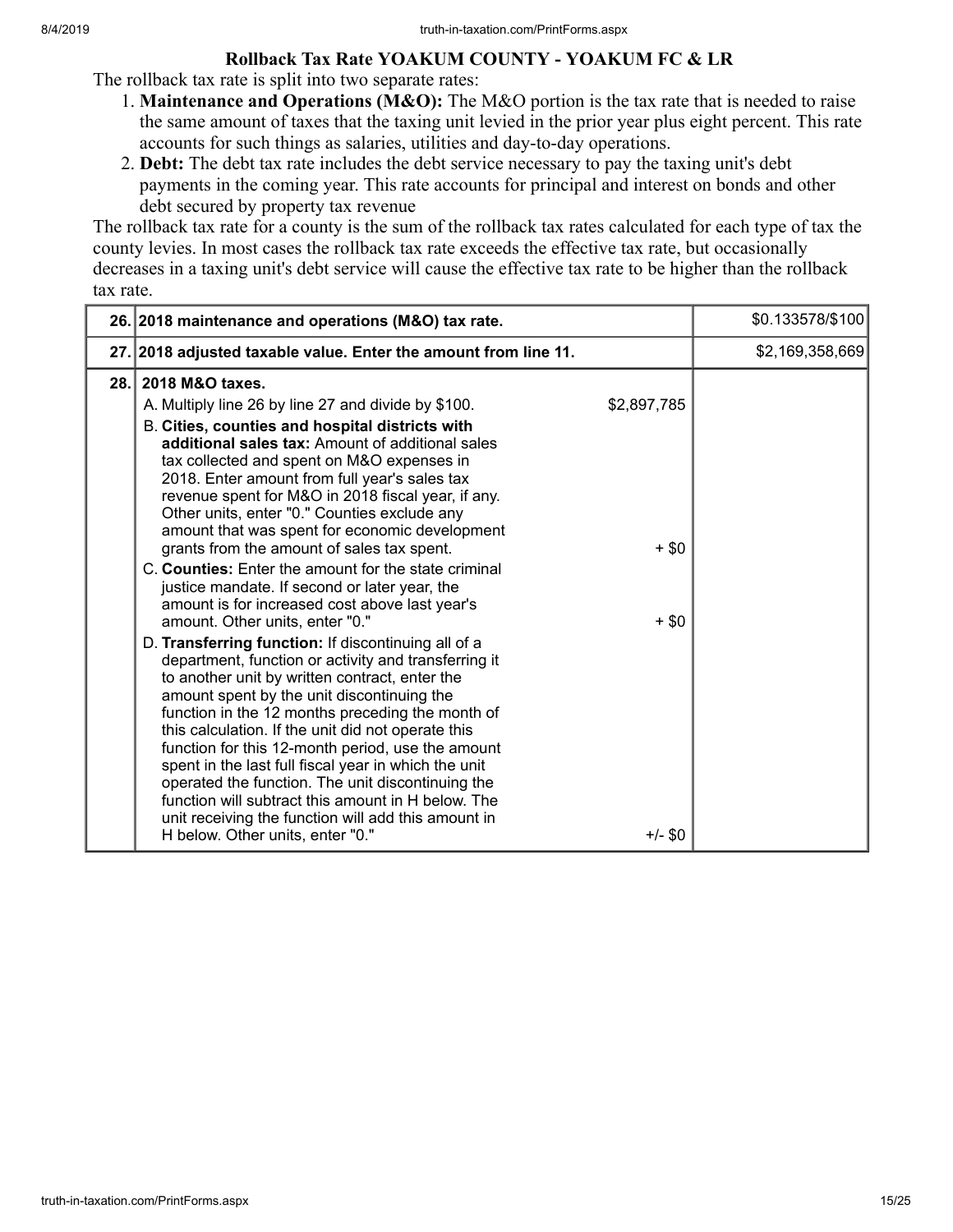## Rollback Tax Rate YOAKUM COUNTY - YOAKUM FC & LR

The rollback tax rate is split into two separate rates:

1. **Maintenance and Operations (M&O):** The M&O portion is the tax rate that is needed to raise the same amount of taxes that the taxing unit levied in the prior year plus eight percent. This rate accounts for such things as salaries, utilities and day-to-day operations.
2. **Debt:** The debt tax rate includes the debt service necessary to pay the taxing unit's debt payments in the coming year. This rate accounts for principal and interest on bonds and other debt secured by property tax revenue

The rollback tax rate for a county is the sum of the rollback tax rates calculated for each type of tax the county levies. In most cases the rollback tax rate exceeds the effective tax rate, but occasionally decreases in a taxing unit's debt service will cause the effective tax rate to be higher than the rollback tax rate.

| | | | |
|---|---|---|---|
| 26. | **2018 maintenance and operations (M&O) tax rate.** | | $0.133578/$100 |
| 27. | **2018 adjusted taxable value. Enter the amount from line 11.** | | $2,169,358,669 |
| 28. | **2018 M&O taxes.** | | |
| | A. Multiply line 26 by line 27 and divide by $100. | $2,897,785 | |
| | B. **Cities, counties and hospital districts with additional sales tax:** Amount of additional sales tax collected and spent on M&O expenses in 2018. Enter amount from full year's sales tax revenue spent for M&O in 2018 fiscal year, if any. Other units, enter "0." Counties exclude any amount that was spent for economic development grants from the amount of sales tax spent. | + $0 | |
| | C. **Counties:** Enter the amount for the state criminal justice mandate. If second or later year, the amount is for increased cost above last year's amount. Other units, enter "0." | + $0 | |
| | D. **Transferring function:** If discontinuing all of a department, function or activity and transferring it to another unit by written contract, enter the amount spent by the unit discontinuing the function in the 12 months preceding the month of this calculation. If the unit did not operate this function for this 12-month period, use the amount spent in the last full fiscal year in which the unit operated the function. The unit discontinuing the function will subtract this amount in H below. The unit receiving the function will add this amount in H below. Other units, enter "0." | +/- $0 | |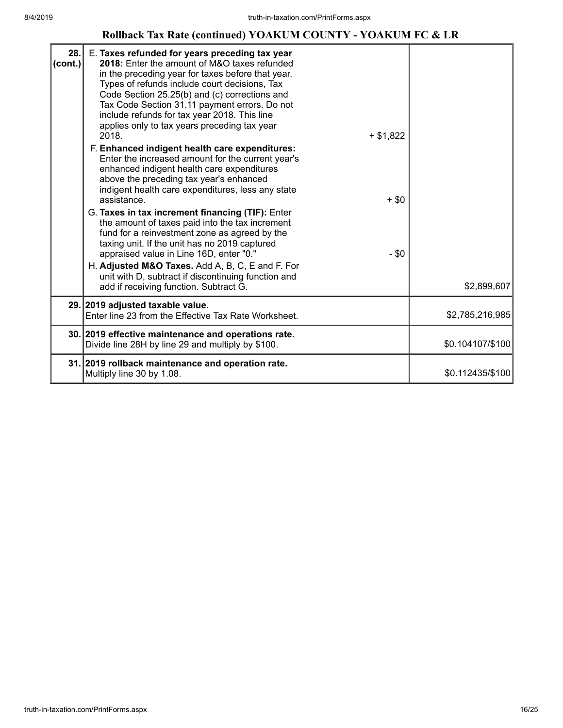# Rollback Tax Rate (continued) YOAKUM COUNTY - YOAKUM FC & LR

| Line | Description | Amount | Total |
|---|---|---|---|
| 28. (cont.) | E. **Taxes refunded for years preceding tax year 2018:** Enter the amount of M&O taxes refunded in the preceding year for taxes before that year. Types of refunds include court decisions, Tax Code Section 25.25(b) and (c) corrections and Tax Code Section 31.11 payment errors. Do not include refunds for tax year 2018. This line applies only to tax years preceding tax year 2018. | + $1,822 | |
| | F. **Enhanced indigent health care expenditures:** Enter the increased amount for the current year's enhanced indigent health care expenditures above the preceding tax year's enhanced indigent health care expenditures, less any state assistance. | + $0 | |
| | G. **Taxes in tax increment financing (TIF):** Enter the amount of taxes paid into the tax increment fund for a reinvestment zone as agreed by the taxing unit. If the unit has no 2019 captured appraised value in Line 16D, enter "0." | - $0 | |
| | H. **Adjusted M&O Taxes.** Add A, B, C, E and F. For unit with D, subtract if discontinuing function and add if receiving function. Subtract G. | | $2,899,607 |
| 29. | **2019 adjusted taxable value.** Enter line 23 from the Effective Tax Rate Worksheet. | | $2,785,216,985 |
| 30. | **2019 effective maintenance and operations rate.** Divide line 28H by line 29 and multiply by $100. | | $0.104107/$100 |
| 31. | **2019 rollback maintenance and operation rate.** Multiply line 30 by 1.08. | | $0.112435/$100 |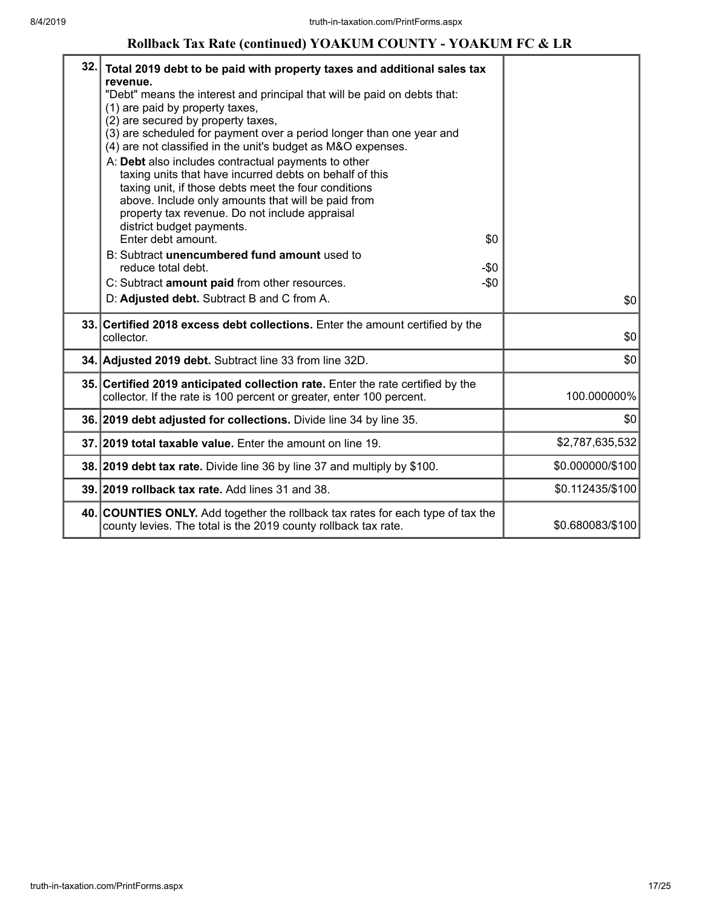## Rollback Tax Rate (continued) YOAKUM COUNTY - YOAKUM FC & LR

| | | |
|---|---|---|
| 32. | **Total 2019 debt to be paid with property taxes and additional sales tax revenue.**<br>"Debt" means the interest and principal that will be paid on debts that:<br>(1) are paid by property taxes,<br>(2) are secured by property taxes,<br>(3) are scheduled for payment over a period longer than one year and<br>(4) are not classified in the unit's budget as M&O expenses.<br>A: **Debt** also includes contractual payments to other taxing units that have incurred debts on behalf of this taxing unit, if those debts meet the four conditions above. Include only amounts that will be paid from property tax revenue. Do not include appraisal district budget payments.<br>Enter debt amount. $0<br>B: Subtract **unencumbered fund amount** used to reduce total debt. -$0<br>C: Subtract **amount paid** from other resources. -$0<br>D: **Adjusted debt.** Subtract B and C from A. | $0 |
| 33. | **Certified 2018 excess debt collections.** Enter the amount certified by the collector. | $0 |
| 34. | **Adjusted 2019 debt.** Subtract line 33 from line 32D. | $0 |
| 35. | **Certified 2019 anticipated collection rate.** Enter the rate certified by the collector. If the rate is 100 percent or greater, enter 100 percent. | 100.000000% |
| 36. | **2019 debt adjusted for collections.** Divide line 34 by line 35. | $0 |
| 37. | **2019 total taxable value.** Enter the amount on line 19. | $2,787,635,532 |
| 38. | **2019 debt tax rate.** Divide line 36 by line 37 and multiply by $100. | $0.000000/$100 |
| 39. | **2019 rollback tax rate.** Add lines 31 and 38. | $0.112435/$100 |
| 40. | **COUNTIES ONLY.** Add together the rollback tax rates for each type of tax the county levies. The total is the 2019 county rollback tax rate. | $0.680083/$100 |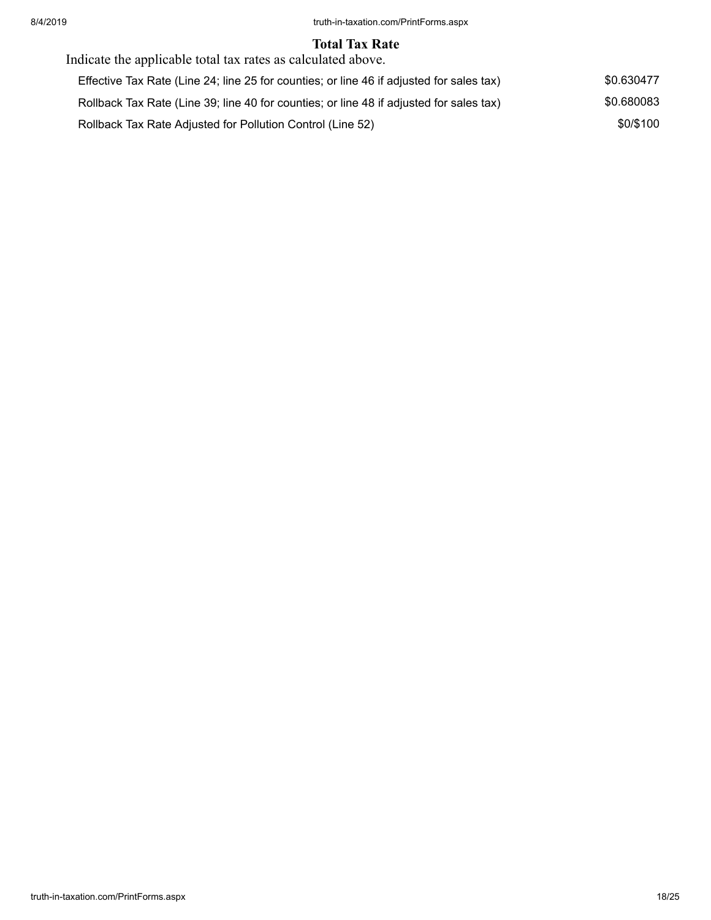## Total Tax Rate

Indicate the applicable total tax rates as calculated above.

| | |
|---|---|
| Effective Tax Rate (Line 24; line 25 for counties; or line 46 if adjusted for sales tax) | $0.630477 |
| Rollback Tax Rate (Line 39; line 40 for counties; or line 48 if adjusted for sales tax) | $0.680083 |
| Rollback Tax Rate Adjusted for Pollution Control (Line 52) | $0/$100 |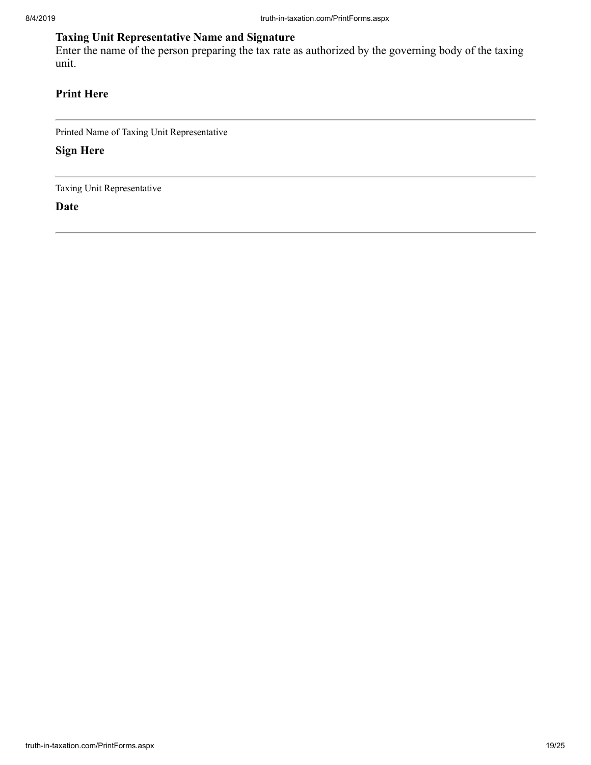**Taxing Unit Representative Name and Signature**

Enter the name of the person preparing the tax rate as authorized by the governing body of the taxing unit.

**Print Here**

---

Printed Name of Taxing Unit Representative

**Sign Here**

---

Taxing Unit Representative

**Date**

---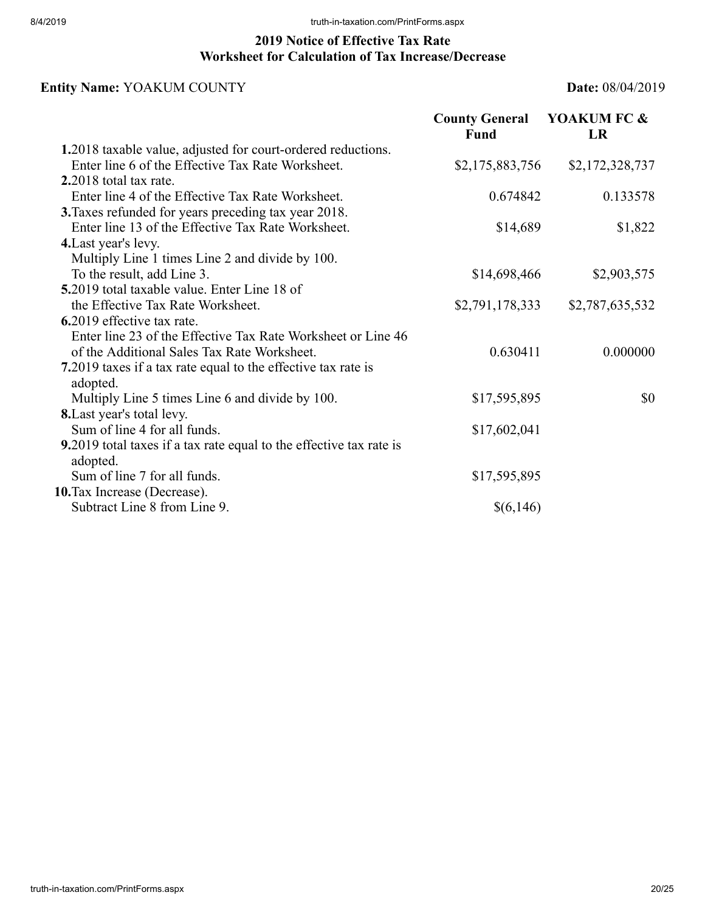## 2019 Notice of Effective Tax Rate
## Worksheet for Calculation of Tax Increase/Decrease

**Entity Name:** YOAKUM COUNTY **Date:** 08/04/2019

| | County General Fund | YOAKUM FC & LR |
|---|---|---|
| **1.** 2018 taxable value, adjusted for court-ordered reductions. Enter line 6 of the Effective Tax Rate Worksheet. | $2,175,883,756 | $2,172,328,737 |
| **2.** 2018 total tax rate. Enter line 4 of the Effective Tax Rate Worksheet. | 0.674842 | 0.133578 |
| **3.** Taxes refunded for years preceding tax year 2018. Enter line 13 of the Effective Tax Rate Worksheet. | $14,689 | $1,822 |
| **4.** Last year's levy. Multiply Line 1 times Line 2 and divide by 100. To the result, add Line 3. | $14,698,466 | $2,903,575 |
| **5.** 2019 total taxable value. Enter Line 18 of the Effective Tax Rate Worksheet. | $2,791,178,333 | $2,787,635,532 |
| **6.** 2019 effective tax rate. Enter line 23 of the Effective Tax Rate Worksheet or Line 46 of the Additional Sales Tax Rate Worksheet. | 0.630411 | 0.000000 |
| **7.** 2019 taxes if a tax rate equal to the effective tax rate is adopted. Multiply Line 5 times Line 6 and divide by 100. | $17,595,895 | $0 |
| **8.** Last year's total levy. Sum of line 4 for all funds. | $17,602,041 | |
| **9.** 2019 total taxes if a tax rate equal to the effective tax rate is adopted. Sum of line 7 for all funds. | $17,595,895 | |
| **10.** Tax Increase (Decrease). Subtract Line 8 from Line 9. | $(6,146) | |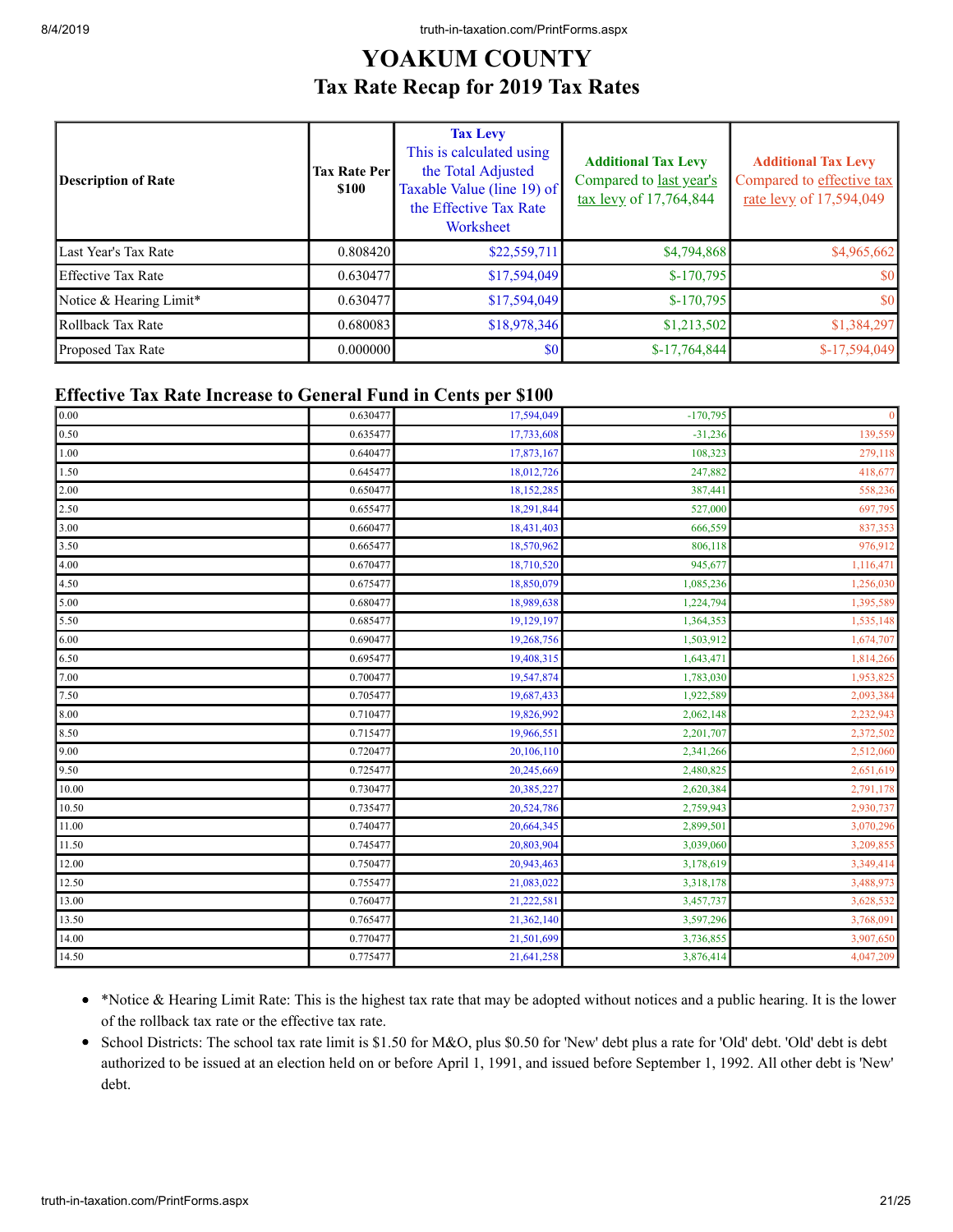# YOAKUM COUNTY

## Tax Rate Recap for 2019 Tax Rates

| Description of Rate | Tax Rate Per $100 | Tax Levy This is calculated using the Total Adjusted Taxable Value (line 19) of the Effective Tax Rate Worksheet | Additional Tax Levy Compared to last year's tax levy of 17,764,844 | Additional Tax Levy Compared to effective tax rate levy of 17,594,049 |
|---|---|---|---|---|
| Last Year's Tax Rate | 0.808420 | $22,559,711 | $4,794,868 | $4,965,662 |
| Effective Tax Rate | 0.630477 | $17,594,049 | $-170,795 | $0 |
| Notice & Hearing Limit* | 0.630477 | $17,594,049 | $-170,795 | $0 |
| Rollback Tax Rate | 0.680083 | $18,978,346 | $1,213,502 | $1,384,297 |
| Proposed Tax Rate | 0.000000 | $0 | $-17,764,844 | $-17,594,049 |

### Effective Tax Rate Increase to General Fund in Cents per $100

| | | | | |
|---|---|---|---|---|
| 0.00 | 0.630477 | 17,594,049 | -170,795 | 0 |
| 0.50 | 0.635477 | 17,733,608 | -31,236 | 139,559 |
| 1.00 | 0.640477 | 17,873,167 | 108,323 | 279,118 |
| 1.50 | 0.645477 | 18,012,726 | 247,882 | 418,677 |
| 2.00 | 0.650477 | 18,152,285 | 387,441 | 558,236 |
| 2.50 | 0.655477 | 18,291,844 | 527,000 | 697,795 |
| 3.00 | 0.660477 | 18,431,403 | 666,559 | 837,353 |
| 3.50 | 0.665477 | 18,570,962 | 806,118 | 976,912 |
| 4.00 | 0.670477 | 18,710,520 | 945,677 | 1,116,471 |
| 4.50 | 0.675477 | 18,850,079 | 1,085,236 | 1,256,030 |
| 5.00 | 0.680477 | 18,989,638 | 1,224,794 | 1,395,589 |
| 5.50 | 0.685477 | 19,129,197 | 1,364,353 | 1,535,148 |
| 6.00 | 0.690477 | 19,268,756 | 1,503,912 | 1,674,707 |
| 6.50 | 0.695477 | 19,408,315 | 1,643,471 | 1,814,266 |
| 7.00 | 0.700477 | 19,547,874 | 1,783,030 | 1,953,825 |
| 7.50 | 0.705477 | 19,687,433 | 1,922,589 | 2,093,384 |
| 8.00 | 0.710477 | 19,826,992 | 2,062,148 | 2,232,943 |
| 8.50 | 0.715477 | 19,966,551 | 2,201,707 | 2,372,502 |
| 9.00 | 0.720477 | 20,106,110 | 2,341,266 | 2,512,060 |
| 9.50 | 0.725477 | 20,245,669 | 2,480,825 | 2,651,619 |
| 10.00 | 0.730477 | 20,385,227 | 2,620,384 | 2,791,178 |
| 10.50 | 0.735477 | 20,524,786 | 2,759,943 | 2,930,737 |
| 11.00 | 0.740477 | 20,664,345 | 2,899,501 | 3,070,296 |
| 11.50 | 0.745477 | 20,803,904 | 3,039,060 | 3,209,855 |
| 12.00 | 0.750477 | 20,943,463 | 3,178,619 | 3,349,414 |
| 12.50 | 0.755477 | 21,083,022 | 3,318,178 | 3,488,973 |
| 13.00 | 0.760477 | 21,222,581 | 3,457,737 | 3,628,532 |
| 13.50 | 0.765477 | 21,362,140 | 3,597,296 | 3,768,091 |
| 14.00 | 0.770477 | 21,501,699 | 3,736,855 | 3,907,650 |
| 14.50 | 0.775477 | 21,641,258 | 3,876,414 | 4,047,209 |

- *Notice & Hearing Limit Rate: This is the highest tax rate that may be adopted without notices and a public hearing. It is the lower of the rollback tax rate or the effective tax rate.
- School Districts: The school tax rate limit is $1.50 for M&O, plus $0.50 for 'New' debt plus a rate for 'Old' debt. 'Old' debt is debt authorized to be issued at an election held on or before April 1, 1991, and issued before September 1, 1992. All other debt is 'New' debt.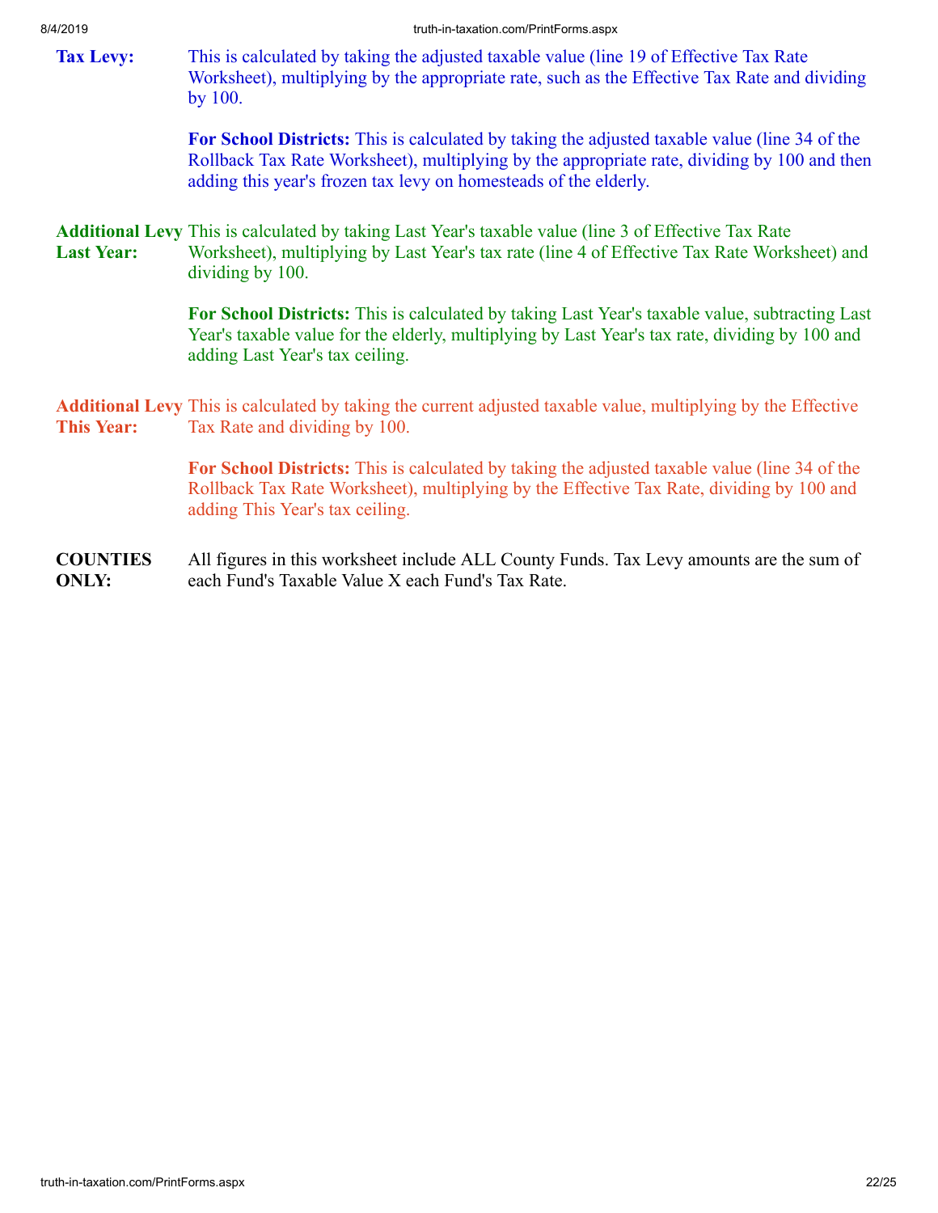**Tax Levy:** This is calculated by taking the adjusted taxable value (line 19 of Effective Tax Rate Worksheet), multiplying by the appropriate rate, such as the Effective Tax Rate and dividing by 100.

**For School Districts:** This is calculated by taking the adjusted taxable value (line 34 of the Rollback Tax Rate Worksheet), multiplying by the appropriate rate, dividing by 100 and then adding this year's frozen tax levy on homesteads of the elderly.

**Additional Levy Last Year:** This is calculated by taking Last Year's taxable value (line 3 of Effective Tax Rate Worksheet), multiplying by Last Year's tax rate (line 4 of Effective Tax Rate Worksheet) and dividing by 100.

**For School Districts:** This is calculated by taking Last Year's taxable value, subtracting Last Year's taxable value for the elderly, multiplying by Last Year's tax rate, dividing by 100 and adding Last Year's tax ceiling.

**Additional Levy This Year:** This is calculated by taking the current adjusted taxable value, multiplying by the Effective Tax Rate and dividing by 100.

**For School Districts:** This is calculated by taking the adjusted taxable value (line 34 of the Rollback Tax Rate Worksheet), multiplying by the Effective Tax Rate, dividing by 100 and adding This Year's tax ceiling.

**COUNTIES ONLY:** All figures in this worksheet include ALL County Funds. Tax Levy amounts are the sum of each Fund's Taxable Value X each Fund's Tax Rate.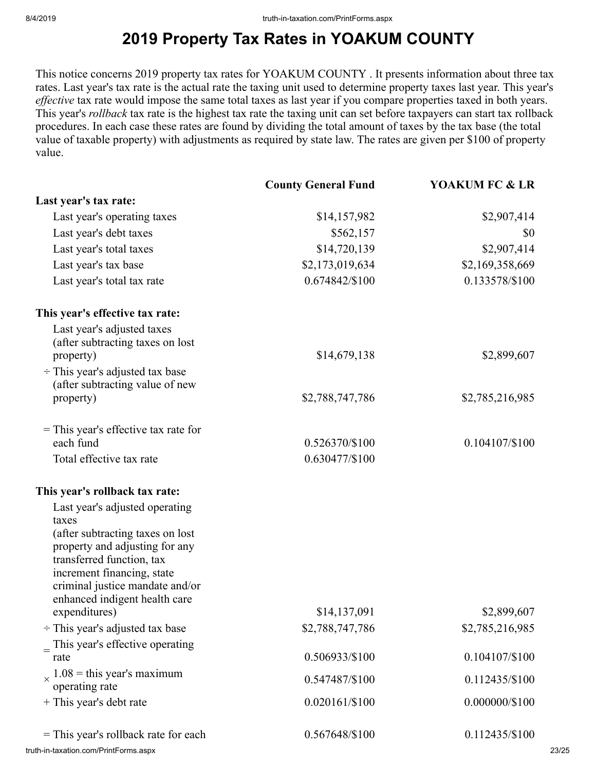# 2019 Property Tax Rates in YOAKUM COUNTY

This notice concerns 2019 property tax rates for YOAKUM COUNTY . It presents information about three tax rates. Last year's tax rate is the actual rate the taxing unit used to determine property taxes last year. This year's *effective* tax rate would impose the same total taxes as last year if you compare properties taxed in both years. This year's *rollback* tax rate is the highest tax rate the taxing unit can set before taxpayers can start tax rollback procedures. In each case these rates are found by dividing the total amount of taxes by the tax base (the total value of taxable property) with adjustments as required by state law. The rates are given per $100 of property value.

| | County General Fund | YOAKUM FC & LR |
|---|---|---|
| **Last year's tax rate:** | | |
| Last year's operating taxes | $14,157,982 | $2,907,414 |
| Last year's debt taxes | $562,157 | $0 |
| Last year's total taxes | $14,720,139 | $2,907,414 |
| Last year's tax base | $2,173,019,634 | $2,169,358,669 |
| Last year's total tax rate | 0.674842/$100 | 0.133578/$100 |
| **This year's effective tax rate:** | | |
| Last year's adjusted taxes (after subtracting taxes on lost property) | $14,679,138 | $2,899,607 |
| ÷ This year's adjusted tax base (after subtracting value of new property) | $2,788,747,786 | $2,785,216,985 |
| = This year's effective tax rate for each fund | 0.526370/$100 | 0.104107/$100 |
| Total effective tax rate | 0.630477/$100 | |
| **This year's rollback tax rate:** | | |
| Last year's adjusted operating taxes (after subtracting taxes on lost property and adjusting for any transferred function, tax increment financing, state criminal justice mandate and/or enhanced indigent health care expenditures) | $14,137,091 | $2,899,607 |
| ÷ This year's adjusted tax base | $2,788,747,786 | $2,785,216,985 |
| = This year's effective operating rate | 0.506933/$100 | 0.104107/$100 |
| × 1.08 = this year's maximum operating rate | 0.547487/$100 | 0.112435/$100 |
| + This year's debt rate | 0.020161/$100 | 0.000000/$100 |
| = This year's rollback rate for each | 0.567648/$100 | 0.112435/$100 |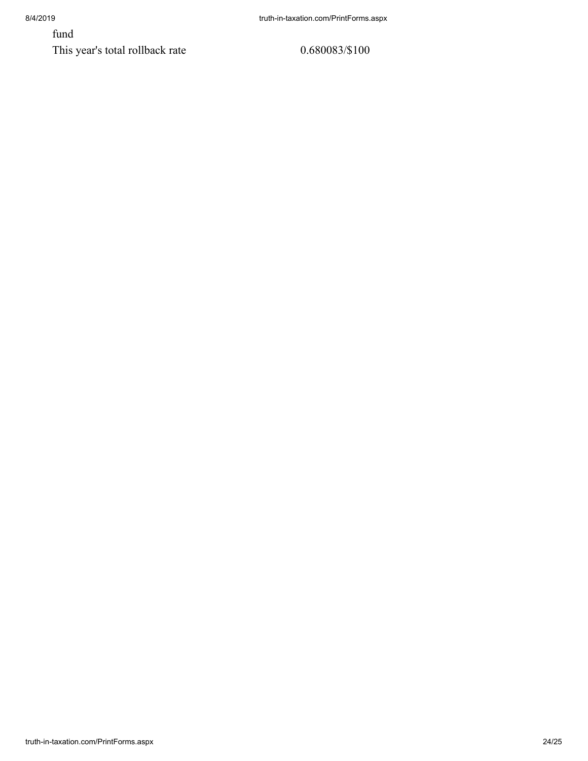| | |
|---|---|
| fund | |
| This year's total rollback rate | 0.680083/$100 |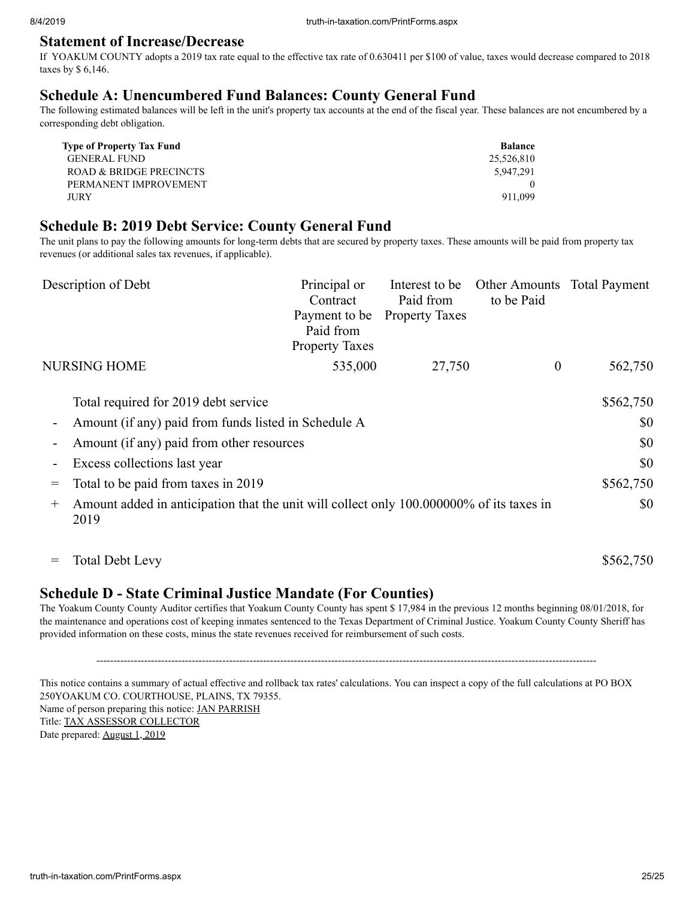## Statement of Increase/Decrease

If YOAKUM COUNTY adopts a 2019 tax rate equal to the effective tax rate of 0.630411 per $100 of value, taxes would decrease compared to 2018 taxes by $ 6,146.

## Schedule A: Unencumbered Fund Balances: County General Fund

The following estimated balances will be left in the unit's property tax accounts at the end of the fiscal year. These balances are not encumbered by a corresponding debt obligation.

| Type of Property Tax Fund | Balance |
|---|---|
| GENERAL FUND | 25,526,810 |
| ROAD & BRIDGE PRECINCTS | 5,947,291 |
| PERMANENT IMPROVEMENT | 0 |
| JURY | 911,099 |

## Schedule B: 2019 Debt Service: County General Fund

The unit plans to pay the following amounts for long-term debts that are secured by property taxes. These amounts will be paid from property tax revenues (or additional sales tax revenues, if applicable).

| Description of Debt | Principal or Contract Payment to be Paid from Property Taxes | Interest to be Paid from Property Taxes | Other Amounts to be Paid | Total Payment |
|---|---|---|---|---|
| NURSING HOME | 535,000 | 27,750 | 0 | 562,750 |

| | | |
|---|---|---|
| | Total required for 2019 debt service | $562,750 |
| - | Amount (if any) paid from funds listed in Schedule A | $0 |
| - | Amount (if any) paid from other resources | $0 |
| - | Excess collections last year | $0 |
| = | Total to be paid from taxes in 2019 | $562,750 |
| + | Amount added in anticipation that the unit will collect only 100.000000% of its taxes in 2019 | $0 |
| = | Total Debt Levy | $562,750 |

## Schedule D - State Criminal Justice Mandate (For Counties)

The Yoakum County County Auditor certifies that Yoakum County County has spent $ 17,984 in the previous 12 months beginning 08/01/2018, for the maintenance and operations cost of keeping inmates sentenced to the Texas Department of Criminal Justice. Yoakum County County Sheriff has provided information on these costs, minus the state revenues received for reimbursement of such costs.

---

This notice contains a summary of actual effective and rollback tax rates' calculations. You can inspect a copy of the full calculations at PO BOX 250YOAKUM CO. COURTHOUSE, PLAINS, TX 79355.

Name of person preparing this notice: JAN PARRISH

Title: TAX ASSESSOR COLLECTOR

Date prepared: August 1, 2019